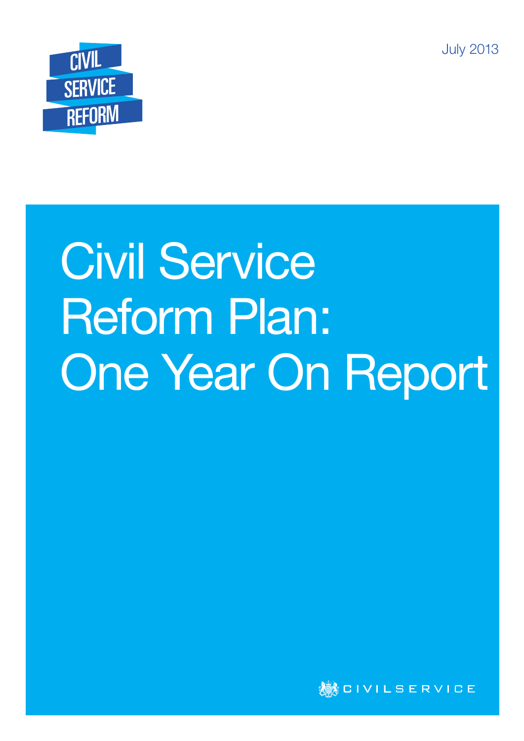CIVIL SERVICE REFORM

July 2013

# Civil Service Reform Plan: One Year On Report

CIVIL SERVICE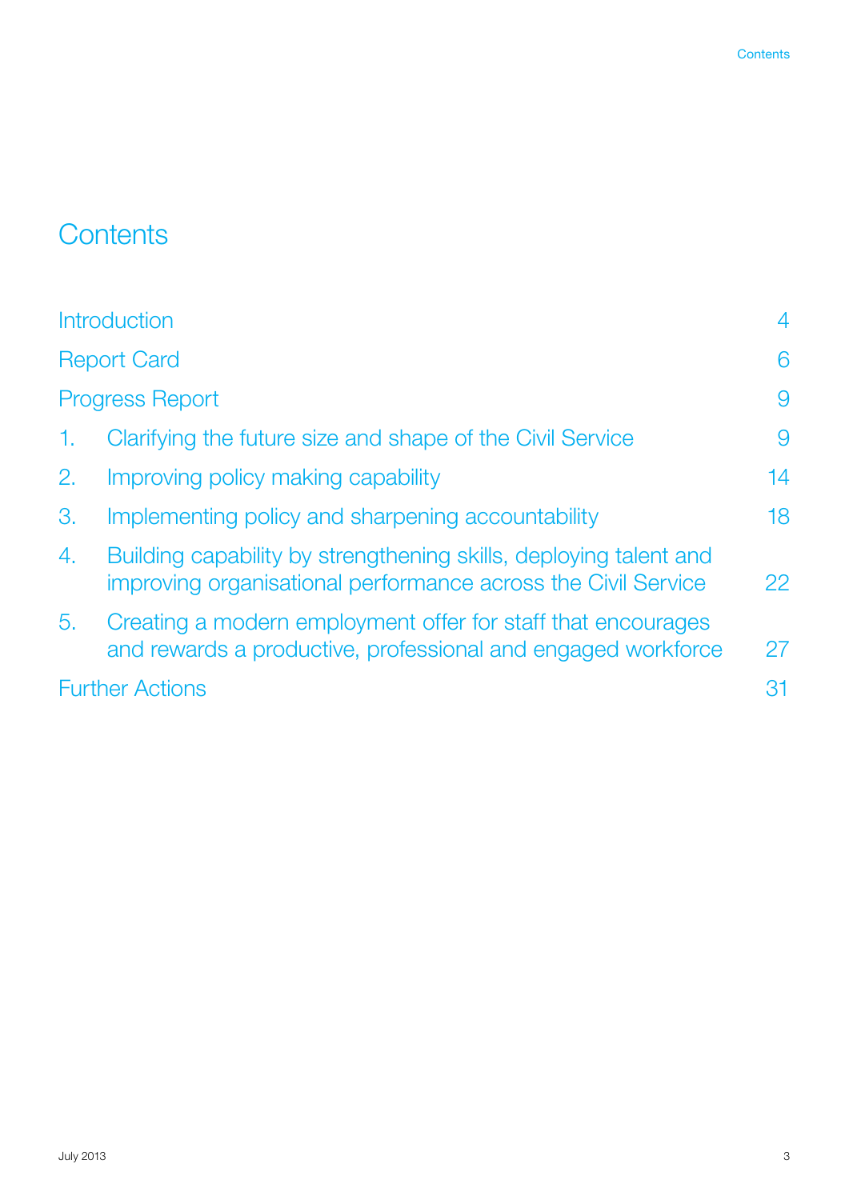# Contents

| | | |
|---|---|---|
| Introduction | | 4 |
| Report Card | | 6 |
| Progress Report | | 9 |
| 1. | Clarifying the future size and shape of the Civil Service | 9 |
| 2. | Improving policy making capability | 14 |
| 3. | Implementing policy and sharpening accountability | 18 |
| 4. | Building capability by strengthening skills, deploying talent and improving organisational performance across the Civil Service | 22 |
| 5. | Creating a modern employment offer for staff that encourages and rewards a productive, professional and engaged workforce | 27 |
| Further Actions | | 31 |

July 2013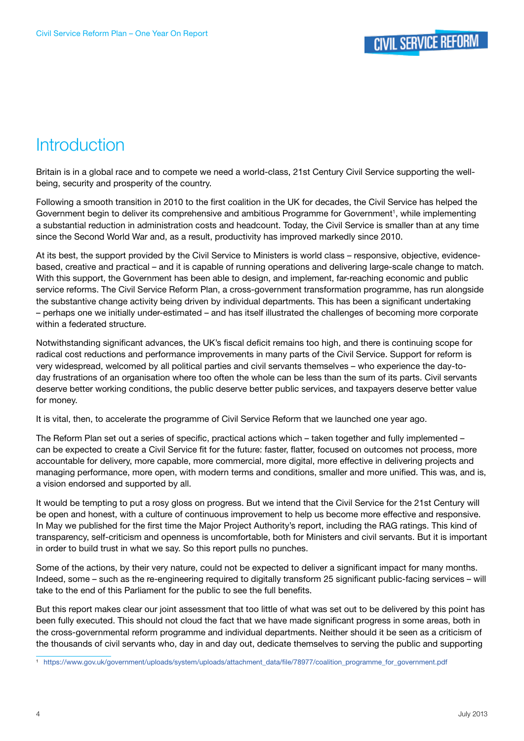# Introduction

Britain is in a global race and to compete we need a world-class, 21st Century Civil Service supporting the well-being, security and prosperity of the country.

Following a smooth transition in 2010 to the first coalition in the UK for decades, the Civil Service has helped the Government begin to deliver its comprehensive and ambitious Programme for Government[1], while implementing a substantial reduction in administration costs and headcount. Today, the Civil Service is smaller than at any time since the Second World War and, as a result, productivity has improved markedly since 2010.

At its best, the support provided by the Civil Service to Ministers is world class – responsive, objective, evidence-based, creative and practical – and it is capable of running operations and delivering large-scale change to match. With this support, the Government has been able to design, and implement, far-reaching economic and public service reforms. The Civil Service Reform Plan, a cross-government transformation programme, has run alongside the substantive change activity being driven by individual departments. This has been a significant undertaking – perhaps one we initially under-estimated – and has itself illustrated the challenges of becoming more corporate within a federated structure.

Notwithstanding significant advances, the UK's fiscal deficit remains too high, and there is continuing scope for radical cost reductions and performance improvements in many parts of the Civil Service. Support for reform is very widespread, welcomed by all political parties and civil servants themselves – who experience the day-to-day frustrations of an organisation where too often the whole can be less than the sum of its parts. Civil servants deserve better working conditions, the public deserve better public services, and taxpayers deserve better value for money.

It is vital, then, to accelerate the programme of Civil Service Reform that we launched one year ago.

The Reform Plan set out a series of specific, practical actions which – taken together and fully implemented – can be expected to create a Civil Service fit for the future: faster, flatter, focused on outcomes not process, more accountable for delivery, more capable, more commercial, more digital, more effective in delivering projects and managing performance, more open, with modern terms and conditions, smaller and more unified. This was, and is, a vision endorsed and supported by all.

It would be tempting to put a rosy gloss on progress. But we intend that the Civil Service for the 21st Century will be open and honest, with a culture of continuous improvement to help us become more effective and responsive. In May we published for the first time the Major Project Authority's report, including the RAG ratings. This kind of transparency, self-criticism and openness is uncomfortable, both for Ministers and civil servants. But it is important in order to build trust in what we say. So this report pulls no punches.

Some of the actions, by their very nature, could not be expected to deliver a significant impact for many months. Indeed, some – such as the re-engineering required to digitally transform 25 significant public-facing services – will take to the end of this Parliament for the public to see the full benefits.

But this report makes clear our joint assessment that too little of what was set out to be delivered by this point has been fully executed. This should not cloud the fact that we have made significant progress in some areas, both in the cross-governmental reform programme and individual departments. Neither should it be seen as a criticism of the thousands of civil servants who, day in and day out, dedicate themselves to serving the public and supporting

[1] https://www.gov.uk/government/uploads/system/uploads/attachment_data/file/78977/coalition_programme_for_government.pdf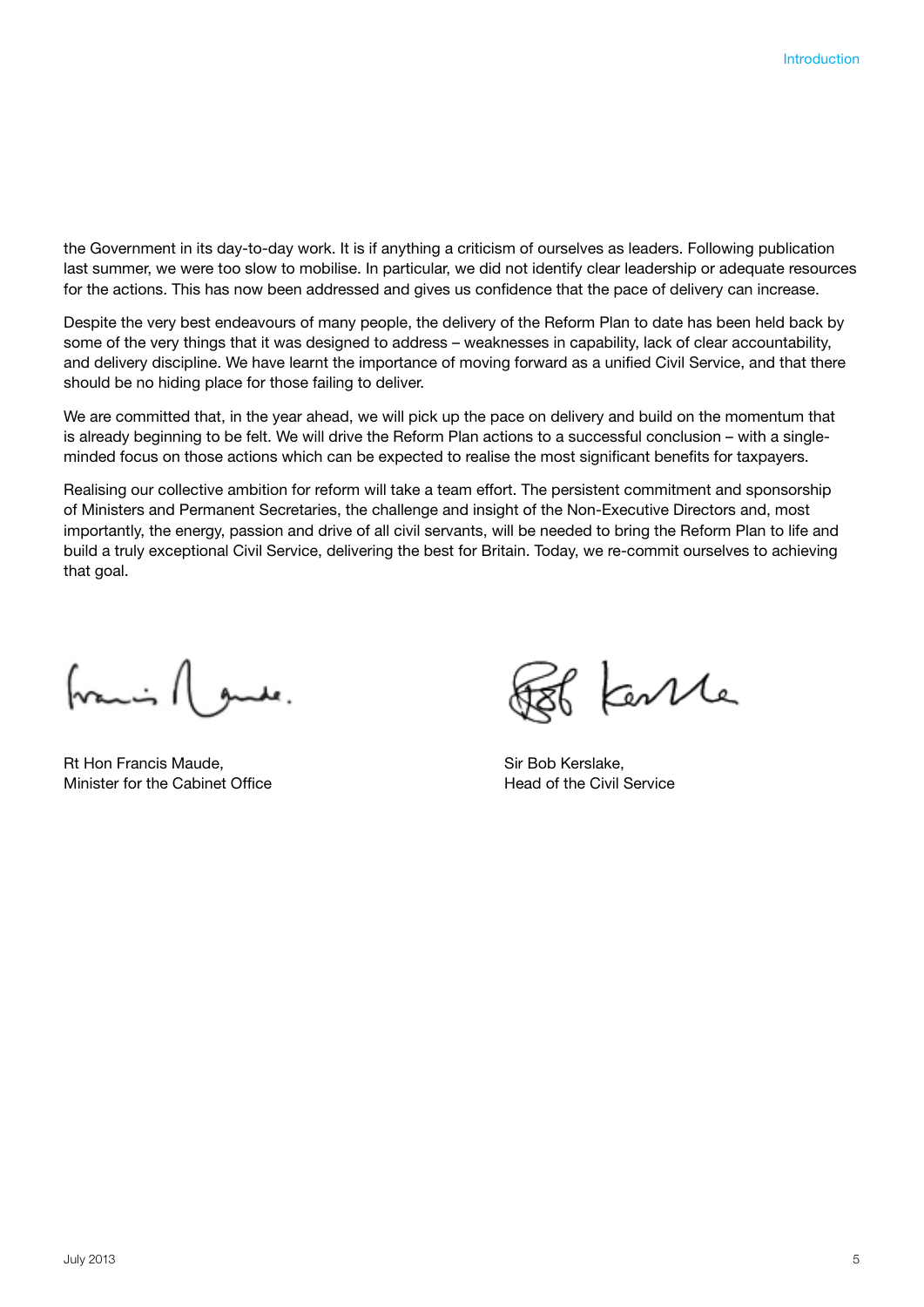the Government in its day-to-day work. It is if anything a criticism of ourselves as leaders. Following publication last summer, we were too slow to mobilise. In particular, we did not identify clear leadership or adequate resources for the actions. This has now been addressed and gives us confidence that the pace of delivery can increase.

Despite the very best endeavours of many people, the delivery of the Reform Plan to date has been held back by some of the very things that it was designed to address – weaknesses in capability, lack of clear accountability, and delivery discipline. We have learnt the importance of moving forward as a unified Civil Service, and that there should be no hiding place for those failing to deliver.

We are committed that, in the year ahead, we will pick up the pace on delivery and build on the momentum that is already beginning to be felt. We will drive the Reform Plan actions to a successful conclusion – with a single-minded focus on those actions which can be expected to realise the most significant benefits for taxpayers.

Realising our collective ambition for reform will take a team effort. The persistent commitment and sponsorship of Ministers and Permanent Secretaries, the challenge and insight of the Non-Executive Directors and, most importantly, the energy, passion and drive of all civil servants, will be needed to bring the Reform Plan to life and build a truly exceptional Civil Service, delivering the best for Britain. Today, we re-commit ourselves to achieving that goal.

Rt Hon Francis Maude,
Minister for the Cabinet Office

Sir Bob Kerslake,
Head of the Civil Service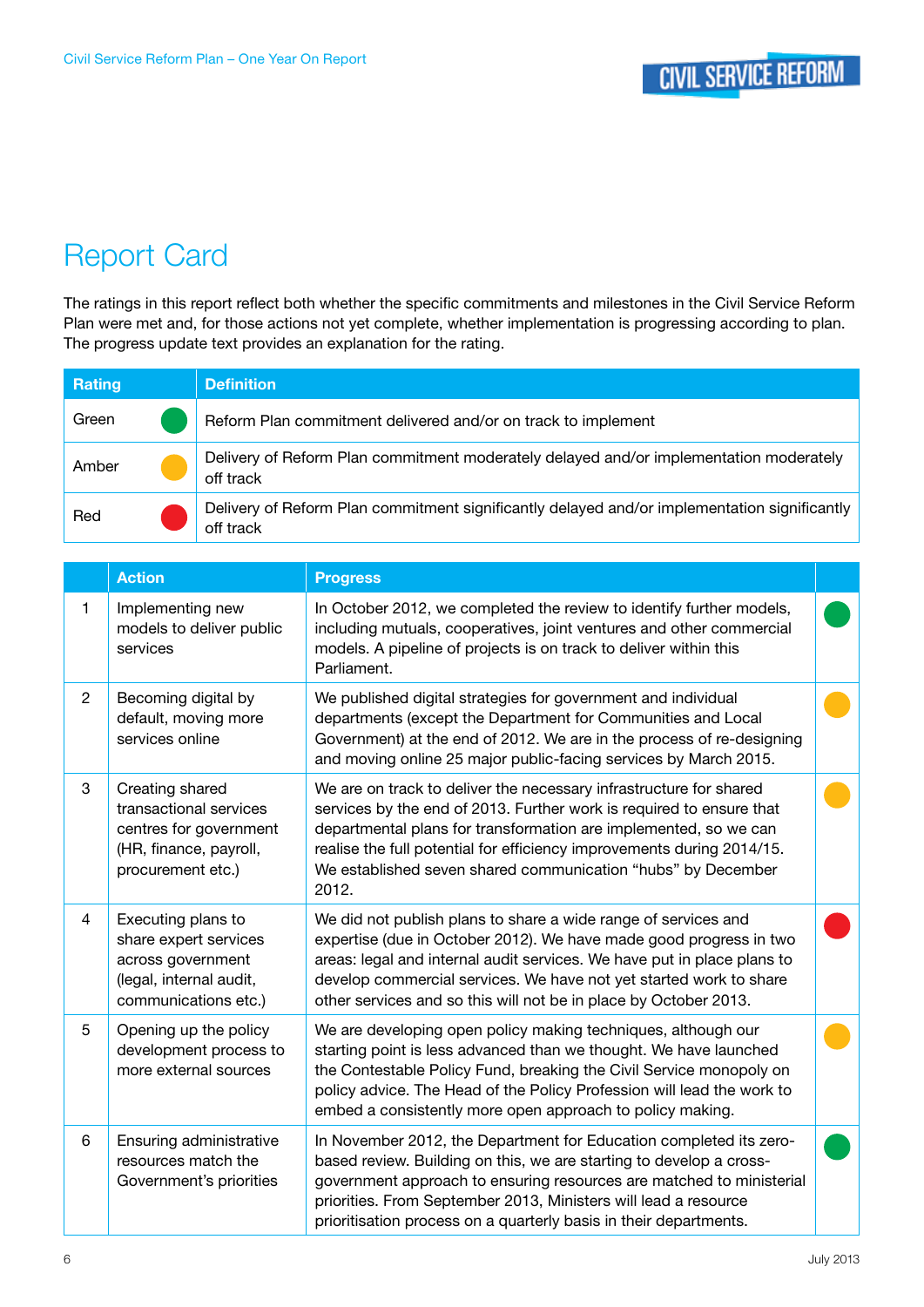# Report Card

The ratings in this report reflect both whether the specific commitments and milestones in the Civil Service Reform Plan were met and, for those actions not yet complete, whether implementation is progressing according to plan. The progress update text provides an explanation for the rating.

| Rating | Definition |
|---|---|
| Green | Reform Plan commitment delivered and/or on track to implement |
| Amber | Delivery of Reform Plan commitment moderately delayed and/or implementation moderately off track |
| Red | Delivery of Reform Plan commitment significantly delayed and/or implementation significantly off track |

| | Action | Progress | |
|---|---|---|---|
| 1 | Implementing new models to deliver public services | In October 2012, we completed the review to identify further models, including mutuals, cooperatives, joint ventures and other commercial models. A pipeline of projects is on track to deliver within this Parliament. | Green |
| 2 | Becoming digital by default, moving more services online | We published digital strategies for government and individual departments (except the Department for Communities and Local Government) at the end of 2012. We are in the process of re-designing and moving online 25 major public-facing services by March 2015. | Amber |
| 3 | Creating shared transactional services centres for government (HR, finance, payroll, procurement etc.) | We are on track to deliver the necessary infrastructure for shared services by the end of 2013. Further work is required to ensure that departmental plans for transformation are implemented, so we can realise the full potential for efficiency improvements during 2014/15. We established seven shared communication "hubs" by December 2012. | Amber |
| 4 | Executing plans to share expert services across government (legal, internal audit, communications etc.) | We did not publish plans to share a wide range of services and expertise (due in October 2012). We have made good progress in two areas: legal and internal audit services. We have put in place plans to develop commercial services. We have not yet started work to share other services and so this will not be in place by October 2013. | Red |
| 5 | Opening up the policy development process to more external sources | We are developing open policy making techniques, although our starting point is less advanced than we thought. We have launched the Contestable Policy Fund, breaking the Civil Service monopoly on policy advice. The Head of the Policy Profession will lead the work to embed a consistently more open approach to policy making. | Amber |
| 6 | Ensuring administrative resources match the Government's priorities | In November 2012, the Department for Education completed its zero-based review. Building on this, we are starting to develop a cross-government approach to ensuring resources are matched to ministerial priorities. From September 2013, Ministers will lead a resource prioritisation process on a quarterly basis in their departments. | Green |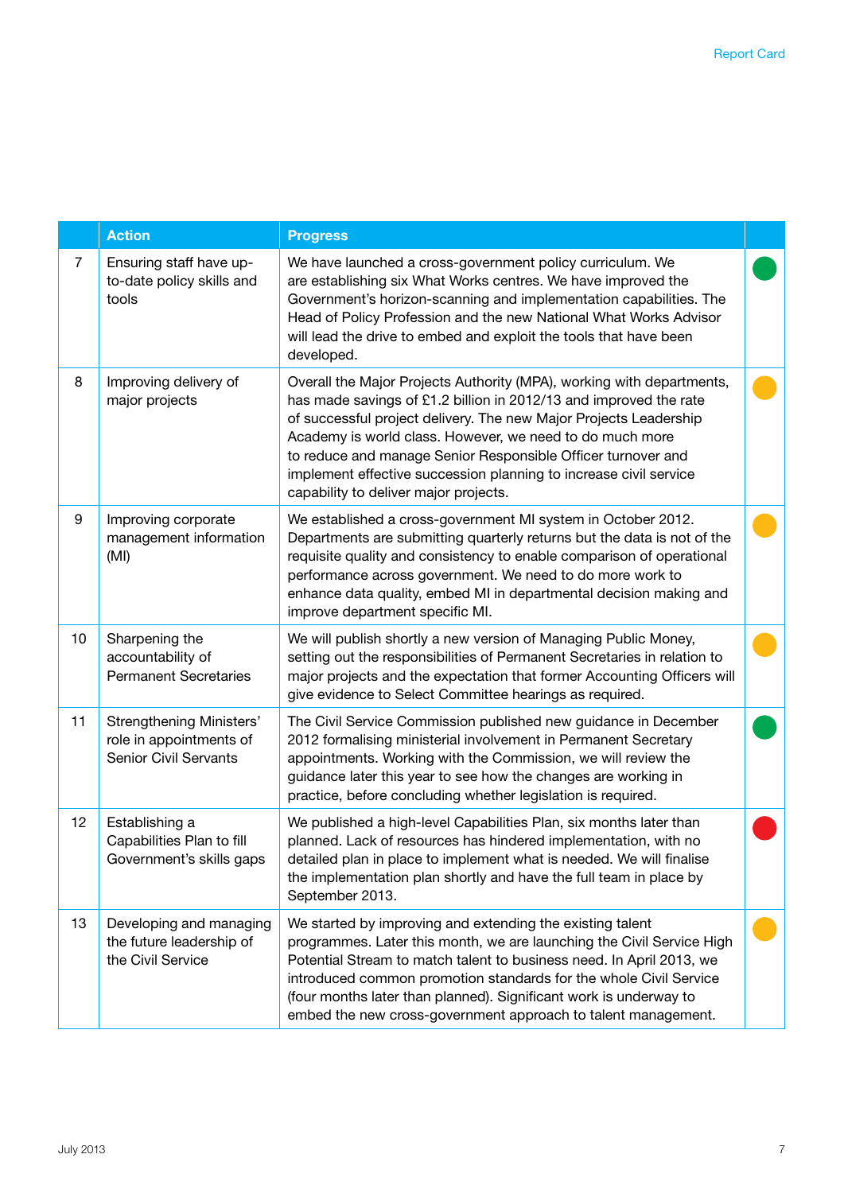|  | Action | Progress |  |
|---|---|---|---|
| 7 | Ensuring staff have up-to-date policy skills and tools | We have launched a cross-government policy curriculum. We are establishing six What Works centres. We have improved the Government's horizon-scanning and implementation capabilities. The Head of Policy Profession and the new National What Works Advisor will lead the drive to embed and exploit the tools that have been developed. | Green |
| 8 | Improving delivery of major projects | Overall the Major Projects Authority (MPA), working with departments, has made savings of £1.2 billion in 2012/13 and improved the rate of successful project delivery. The new Major Projects Leadership Academy is world class. However, we need to do much more to reduce and manage Senior Responsible Officer turnover and implement effective succession planning to increase civil service capability to deliver major projects. | Amber |
| 9 | Improving corporate management information (MI) | We established a cross-government MI system in October 2012. Departments are submitting quarterly returns but the data is not of the requisite quality and consistency to enable comparison of operational performance across government. We need to do more work to enhance data quality, embed MI in departmental decision making and improve department specific MI. | Amber |
| 10 | Sharpening the accountability of Permanent Secretaries | We will publish shortly a new version of Managing Public Money, setting out the responsibilities of Permanent Secretaries in relation to major projects and the expectation that former Accounting Officers will give evidence to Select Committee hearings as required. | Amber |
| 11 | Strengthening Ministers' role in appointments of Senior Civil Servants | The Civil Service Commission published new guidance in December 2012 formalising ministerial involvement in Permanent Secretary appointments. Working with the Commission, we will review the guidance later this year to see how the changes are working in practice, before concluding whether legislation is required. | Green |
| 12 | Establishing a Capabilities Plan to fill Government's skills gaps | We published a high-level Capabilities Plan, six months later than planned. Lack of resources has hindered implementation, with no detailed plan in place to implement what is needed. We will finalise the implementation plan shortly and have the full team in place by September 2013. | Red |
| 13 | Developing and managing the future leadership of the Civil Service | We started by improving and extending the existing talent programmes. Later this month, we are launching the Civil Service High Potential Stream to match talent to business need. In April 2013, we introduced common promotion standards for the whole Civil Service (four months later than planned). Significant work is underway to embed the new cross-government approach to talent management. | Amber |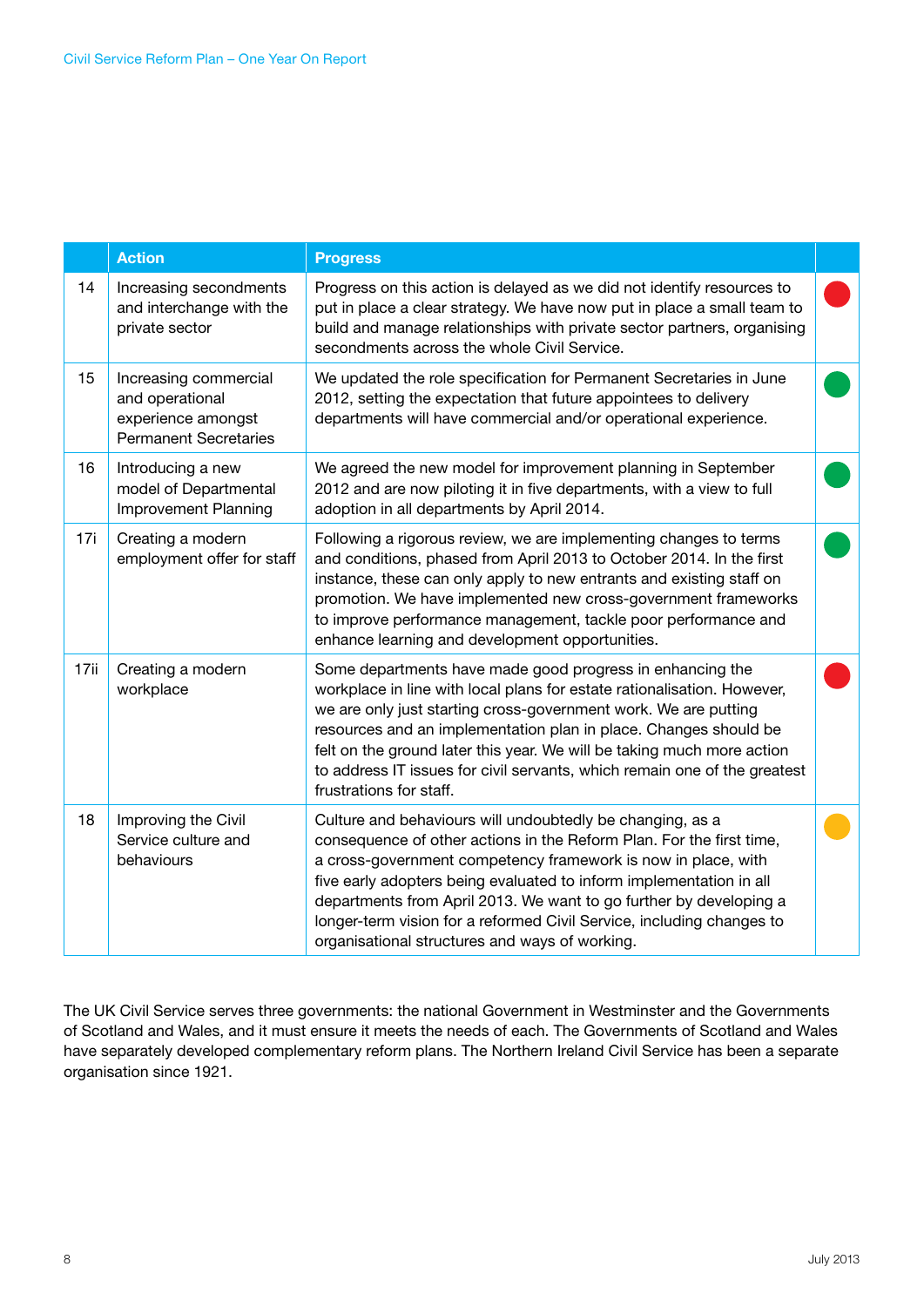| | Action | Progress | |
|---|---|---|---|
| 14 | Increasing secondments and interchange with the private sector | Progress on this action is delayed as we did not identify resources to put in place a clear strategy. We have now put in place a small team to build and manage relationships with private sector partners, organising secondments across the whole Civil Service. | Red |
| 15 | Increasing commercial and operational experience amongst Permanent Secretaries | We updated the role specification for Permanent Secretaries in June 2012, setting the expectation that future appointees to delivery departments will have commercial and/or operational experience. | Green |
| 16 | Introducing a new model of Departmental Improvement Planning | We agreed the new model for improvement planning in September 2012 and are now piloting it in five departments, with a view to full adoption in all departments by April 2014. | Green |
| 17i | Creating a modern employment offer for staff | Following a rigorous review, we are implementing changes to terms and conditions, phased from April 2013 to October 2014. In the first instance, these can only apply to new entrants and existing staff on promotion. We have implemented new cross-government frameworks to improve performance management, tackle poor performance and enhance learning and development opportunities. | Green |
| 17ii | Creating a modern workplace | Some departments have made good progress in enhancing the workplace in line with local plans for estate rationalisation. However, we are only just starting cross-government work. We are putting resources and an implementation plan in place. Changes should be felt on the ground later this year. We will be taking much more action to address IT issues for civil servants, which remain one of the greatest frustrations for staff. | Red |
| 18 | Improving the Civil Service culture and behaviours | Culture and behaviours will undoubtedly be changing, as a consequence of other actions in the Reform Plan. For the first time, a cross-government competency framework is now in place, with five early adopters being evaluated to inform implementation in all departments from April 2013. We want to go further by developing a longer-term vision for a reformed Civil Service, including changes to organisational structures and ways of working. | Amber |

The UK Civil Service serves three governments: the national Government in Westminster and the Governments of Scotland and Wales, and it must ensure it meets the needs of each. The Governments of Scotland and Wales have separately developed complementary reform plans. The Northern Ireland Civil Service has been a separate organisation since 1921.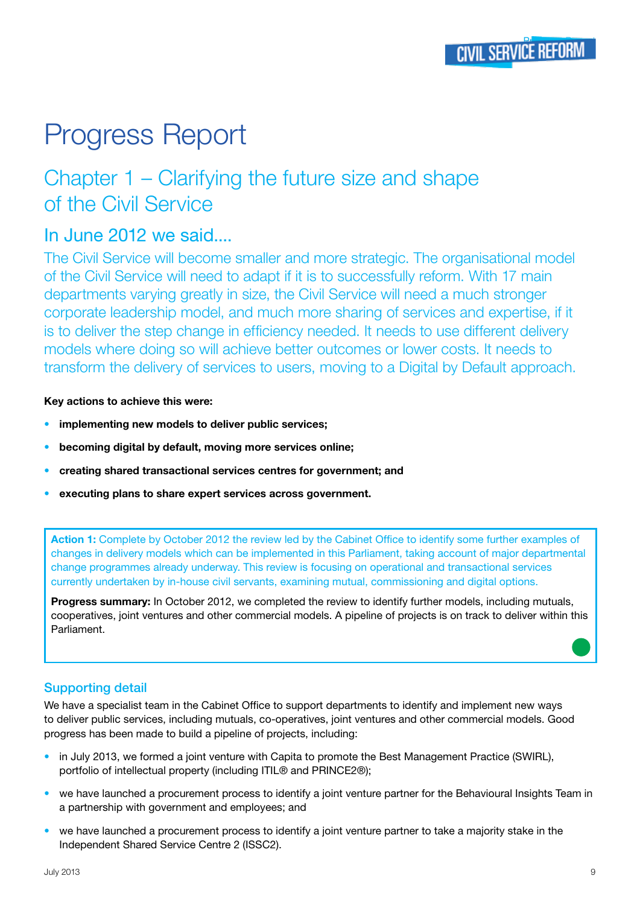# Progress Report

## Chapter 1 – Clarifying the future size and shape of the Civil Service

### In June 2012 we said....

The Civil Service will become smaller and more strategic. The organisational model of the Civil Service will need to adapt if it is to successfully reform. With 17 main departments varying greatly in size, the Civil Service will need a much stronger corporate leadership model, and much more sharing of services and expertise, if it is to deliver the step change in efficiency needed. It needs to use different delivery models where doing so will achieve better outcomes or lower costs. It needs to transform the delivery of services to users, moving to a Digital by Default approach.

**Key actions to achieve this were:**

- **implementing new models to deliver public services;**
- **becoming digital by default, moving more services online;**
- **creating shared transactional services centres for government; and**
- **executing plans to share expert services across government.**

**Action 1:** Complete by October 2012 the review led by the Cabinet Office to identify some further examples of changes in delivery models which can be implemented in this Parliament, taking account of major departmental change programmes already underway. This review is focusing on operational and transactional services currently undertaken by in-house civil servants, examining mutual, commissioning and digital options.

**Progress summary:** In October 2012, we completed the review to identify further models, including mutuals, cooperatives, joint ventures and other commercial models. A pipeline of projects is on track to deliver within this Parliament.

### Supporting detail

We have a specialist team in the Cabinet Office to support departments to identify and implement new ways to deliver public services, including mutuals, co-operatives, joint ventures and other commercial models. Good progress has been made to build a pipeline of projects, including:

- in July 2013, we formed a joint venture with Capita to promote the Best Management Practice (SWIRL), portfolio of intellectual property (including ITIL® and PRINCE2®);
- we have launched a procurement process to identify a joint venture partner for the Behavioural Insights Team in a partnership with government and employees; and
- we have launched a procurement process to identify a joint venture partner to take a majority stake in the Independent Shared Service Centre 2 (ISSC2).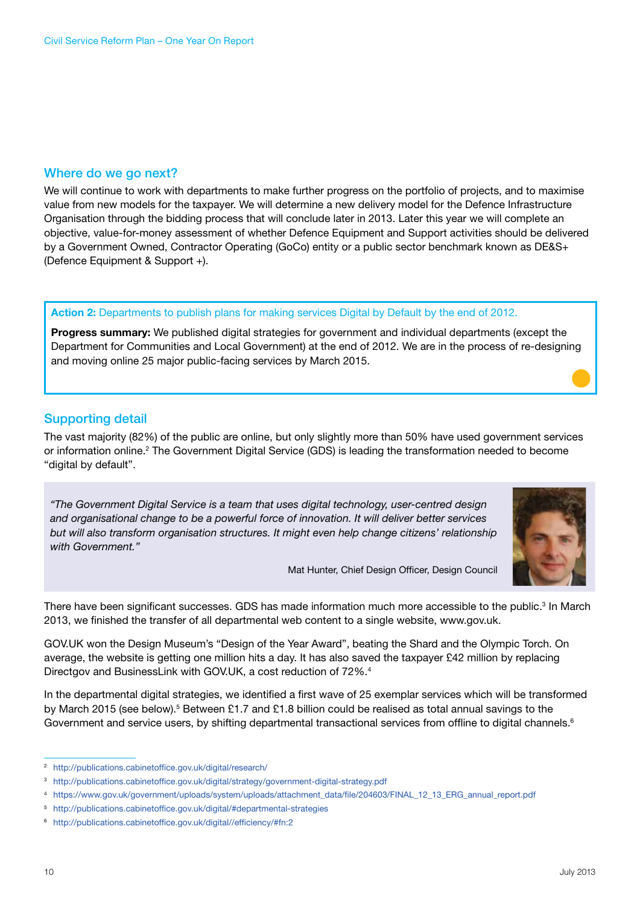## Where do we go next?

We will continue to work with departments to make further progress on the portfolio of projects, and to maximise value from new models for the taxpayer. We will determine a new delivery model for the Defence Infrastructure Organisation through the bidding process that will conclude later in 2013. Later this year we will complete an objective, value-for-money assessment of whether Defence Equipment and Support activities should be delivered by a Government Owned, Contractor Operating (GoCo) entity or a public sector benchmark known as DE&S+ (Defence Equipment & Support +).

> **Action 2:** Departments to publish plans for making services Digital by Default by the end of 2012.
>
> **Progress summary:** We published digital strategies for government and individual departments (except the Department for Communities and Local Government) at the end of 2012. We are in the process of re-designing and moving online 25 major public-facing services by March 2015.

## Supporting detail

The vast majority (82%) of the public are online, but only slightly more than 50% have used government services or information online.[2] The Government Digital Service (GDS) is leading the transformation needed to become "digital by default".

> *"The Government Digital Service is a team that uses digital technology, user-centred design and organisational change to be a powerful force of innovation. It will deliver better services but will also transform organisation structures. It might even help change citizens' relationship with Government."*
>
> Mat Hunter, Chief Design Officer, Design Council

There have been significant successes. GDS has made information much more accessible to the public.[3] In March 2013, we finished the transfer of all departmental web content to a single website, www.gov.uk.

GOV.UK won the Design Museum's "Design of the Year Award", beating the Shard and the Olympic Torch. On average, the website is getting one million hits a day. It has also saved the taxpayer £42 million by replacing Directgov and BusinessLink with GOV.UK, a cost reduction of 72%.[4]

In the departmental digital strategies, we identified a first wave of 25 exemplar services which will be transformed by March 2015 (see below).[5] Between £1.7 and £1.8 billion could be realised as total annual savings to the Government and service users, by shifting departmental transactional services from offline to digital channels.[6]

---

[2] http://publications.cabinetoffice.gov.uk/digital/research/

[3] http://publications.cabinetoffice.gov.uk/digital/strategy/government-digital-strategy.pdf

[4] https://www.gov.uk/government/uploads/system/uploads/attachment_data/file/204603/FINAL_12_13_ERG_annual_report.pdf

[5] http://publications.cabinetoffice.gov.uk/digital/#departmental-strategies

[6] http://publications.cabinetoffice.gov.uk/digital//efficiency/#fn:2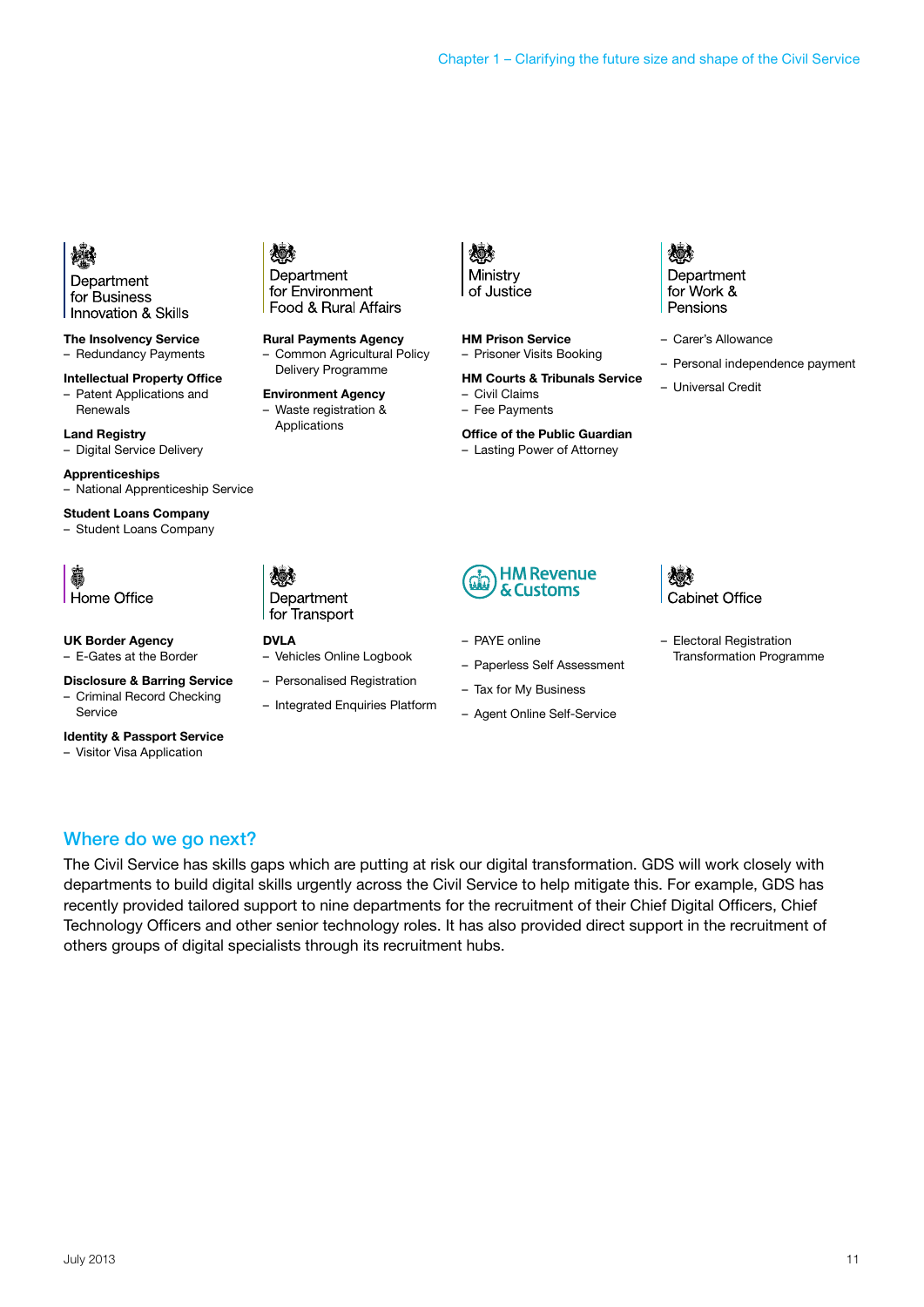**Department for Business Innovation & Skills**

**The Insolvency Service**
- Redundancy Payments

**Intellectual Property Office**
- Patent Applications and Renewals

**Land Registry**
- Digital Service Delivery

**Apprenticeships**
- National Apprenticeship Service

**Student Loans Company**
- Student Loans Company

**Department for Environment Food & Rural Affairs**

**Rural Payments Agency**
- Common Agricultural Policy Delivery Programme

**Environment Agency**
- Waste registration & Applications

**Ministry of Justice**

**HM Prison Service**
- Prisoner Visits Booking

**HM Courts & Tribunals Service**
- Civil Claims
- Fee Payments

**Office of the Public Guardian**
- Lasting Power of Attorney

**Department for Work & Pensions**

- Carer's Allowance
- Personal independence payment
- Universal Credit

**Home Office**

**UK Border Agency**
- E-Gates at the Border

**Disclosure & Barring Service**
- Criminal Record Checking Service

**Identity & Passport Service**
- Visitor Visa Application

**Department for Transport**

**DVLA**
- Vehicles Online Logbook
- Personalised Registration
- Integrated Enquiries Platform

**HM Revenue & Customs**

- PAYE online
- Paperless Self Assessment
- Tax for My Business
- Agent Online Self-Service

**Cabinet Office**

- Electoral Registration Transformation Programme

## Where do we go next?

The Civil Service has skills gaps which are putting at risk our digital transformation. GDS will work closely with departments to build digital skills urgently across the Civil Service to help mitigate this. For example, GDS has recently provided tailored support to nine departments for the recruitment of their Chief Digital Officers, Chief Technology Officers and other senior technology roles. It has also provided direct support in the recruitment of others groups of digital specialists through its recruitment hubs.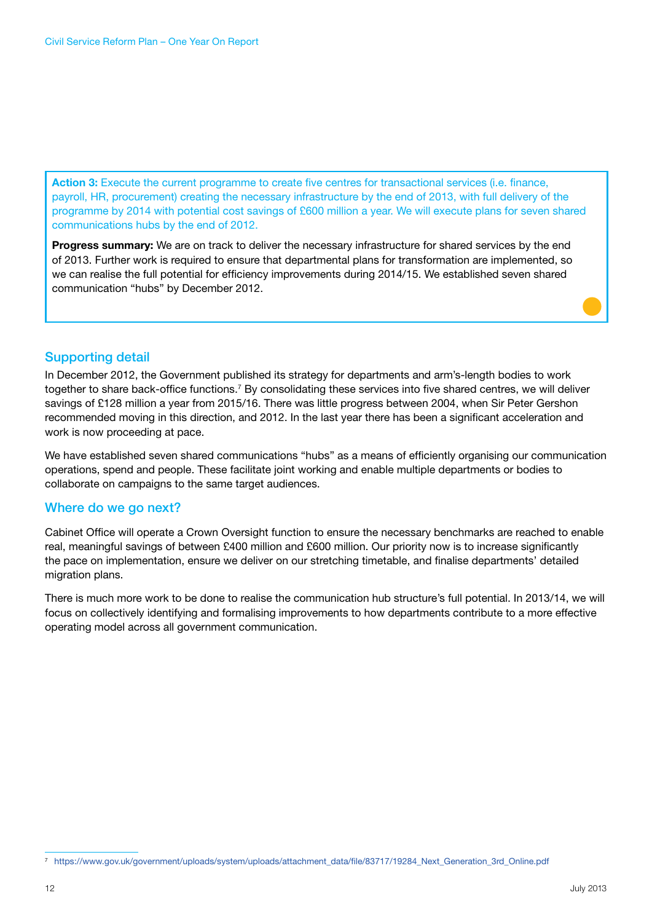**Action 3:** Execute the current programme to create five centres for transactional services (i.e. finance, payroll, HR, procurement) creating the necessary infrastructure by the end of 2013, with full delivery of the programme by 2014 with potential cost savings of £600 million a year. We will execute plans for seven shared communications hubs by the end of 2012.

**Progress summary:** We are on track to deliver the necessary infrastructure for shared services by the end of 2013. Further work is required to ensure that departmental plans for transformation are implemented, so we can realise the full potential for efficiency improvements during 2014/15. We established seven shared communication "hubs" by December 2012.

## Supporting detail

In December 2012, the Government published its strategy for departments and arm's-length bodies to work together to share back-office functions.[7] By consolidating these services into five shared centres, we will deliver savings of £128 million a year from 2015/16. There was little progress between 2004, when Sir Peter Gershon recommended moving in this direction, and 2012. In the last year there has been a significant acceleration and work is now proceeding at pace.

We have established seven shared communications "hubs" as a means of efficiently organising our communication operations, spend and people. These facilitate joint working and enable multiple departments or bodies to collaborate on campaigns to the same target audiences.

## Where do we go next?

Cabinet Office will operate a Crown Oversight function to ensure the necessary benchmarks are reached to enable real, meaningful savings of between £400 million and £600 million. Our priority now is to increase significantly the pace on implementation, ensure we deliver on our stretching timetable, and finalise departments' detailed migration plans.

There is much more work to be done to realise the communication hub structure's full potential. In 2013/14, we will focus on collectively identifying and formalising improvements to how departments contribute to a more effective operating model across all government communication.

[7] https://www.gov.uk/government/uploads/system/uploads/attachment_data/file/83717/19284_Next_Generation_3rd_Online.pdf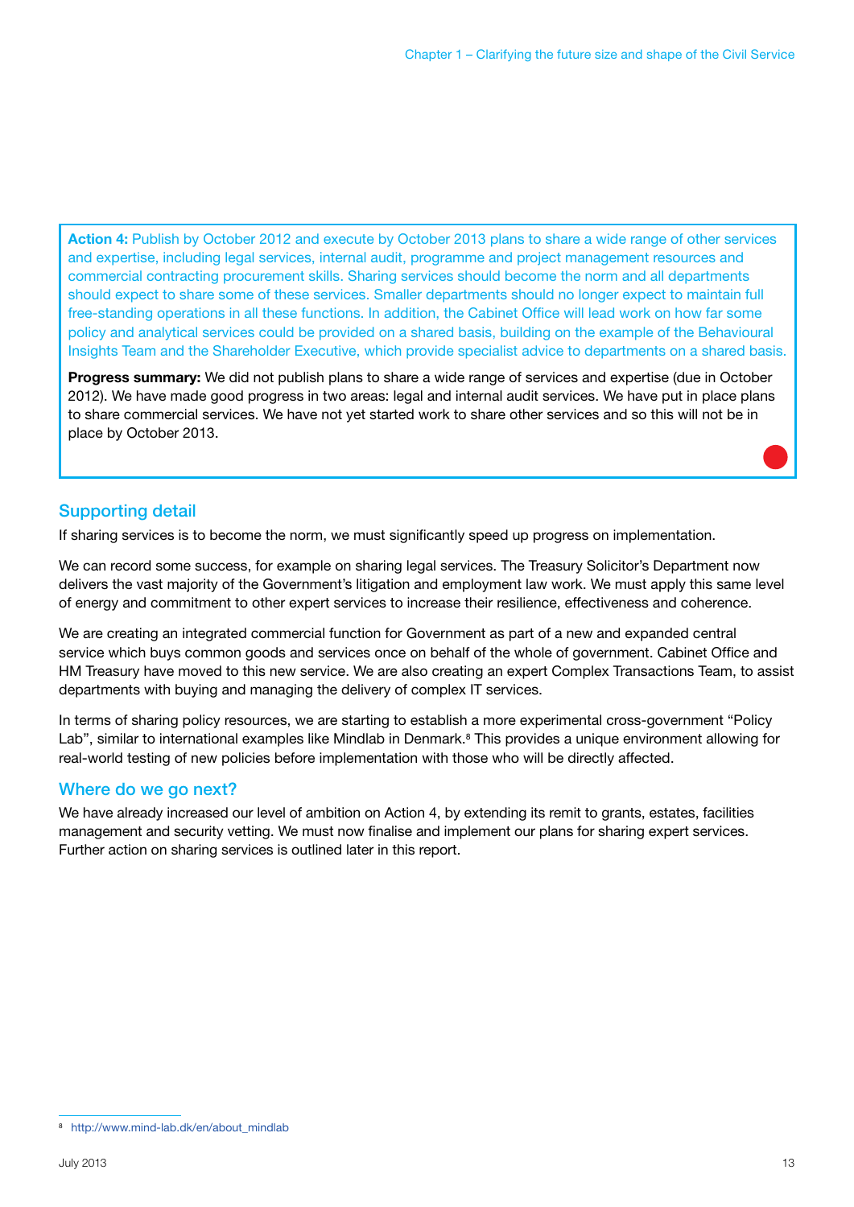**Action 4:** Publish by October 2012 and execute by October 2013 plans to share a wide range of other services and expertise, including legal services, internal audit, programme and project management resources and commercial contracting procurement skills. Sharing services should become the norm and all departments should expect to share some of these services. Smaller departments should no longer expect to maintain full free-standing operations in all these functions. In addition, the Cabinet Office will lead work on how far some policy and analytical services could be provided on a shared basis, building on the example of the Behavioural Insights Team and the Shareholder Executive, which provide specialist advice to departments on a shared basis.

**Progress summary:** We did not publish plans to share a wide range of services and expertise (due in October 2012). We have made good progress in two areas: legal and internal audit services. We have put in place plans to share commercial services. We have not yet started work to share other services and so this will not be in place by October 2013.

## Supporting detail

If sharing services is to become the norm, we must significantly speed up progress on implementation.

We can record some success, for example on sharing legal services. The Treasury Solicitor's Department now delivers the vast majority of the Government's litigation and employment law work. We must apply this same level of energy and commitment to other expert services to increase their resilience, effectiveness and coherence.

We are creating an integrated commercial function for Government as part of a new and expanded central service which buys common goods and services once on behalf of the whole of government. Cabinet Office and HM Treasury have moved to this new service. We are also creating an expert Complex Transactions Team, to assist departments with buying and managing the delivery of complex IT services.

In terms of sharing policy resources, we are starting to establish a more experimental cross-government "Policy Lab", similar to international examples like Mindlab in Denmark.[8] This provides a unique environment allowing for real-world testing of new policies before implementation with those who will be directly affected.

## Where do we go next?

We have already increased our level of ambition on Action 4, by extending its remit to grants, estates, facilities management and security vetting. We must now finalise and implement our plans for sharing expert services. Further action on sharing services is outlined later in this report.

[8] http://www.mind-lab.dk/en/about_mindlab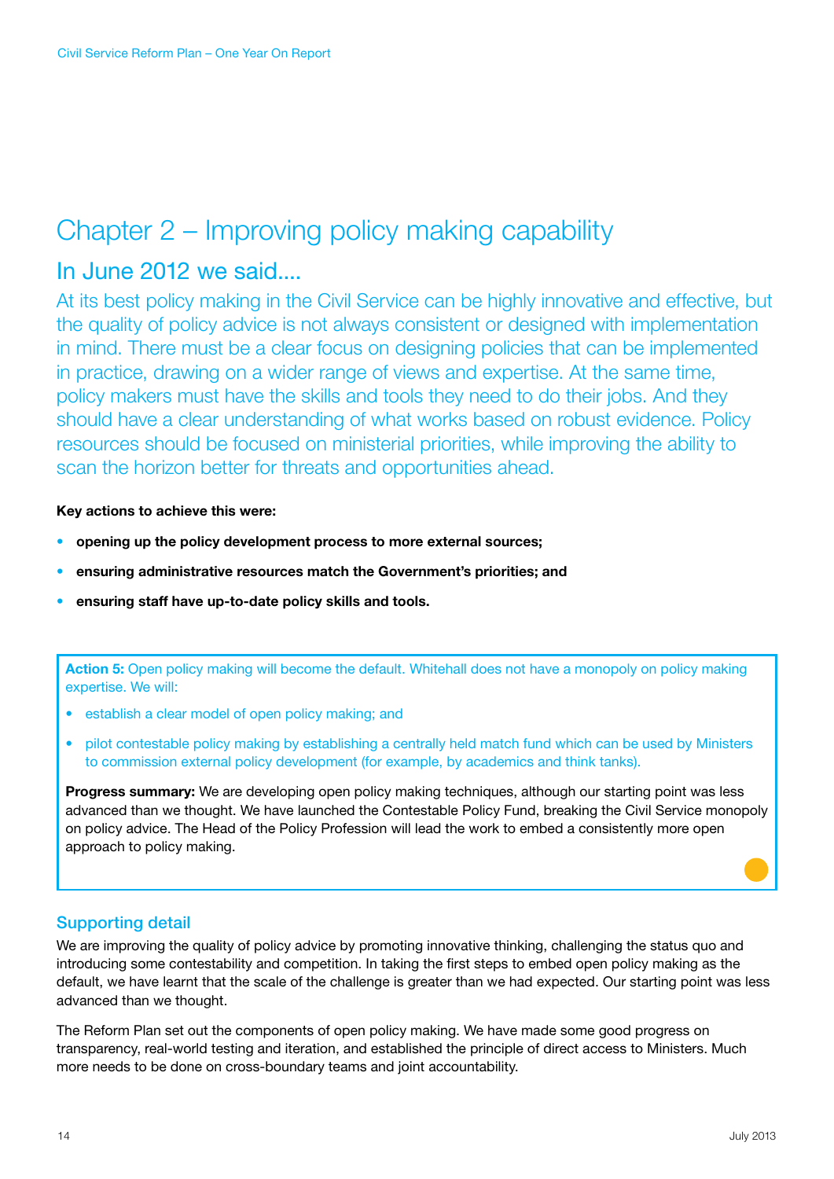# Chapter 2 – Improving policy making capability

## In June 2012 we said....

At its best policy making in the Civil Service can be highly innovative and effective, but the quality of policy advice is not always consistent or designed with implementation in mind. There must be a clear focus on designing policies that can be implemented in practice, drawing on a wider range of views and expertise. At the same time, policy makers must have the skills and tools they need to do their jobs. And they should have a clear understanding of what works based on robust evidence. Policy resources should be focused on ministerial priorities, while improving the ability to scan the horizon better for threats and opportunities ahead.

**Key actions to achieve this were:**

- **opening up the policy development process to more external sources;**
- **ensuring administrative resources match the Government's priorities; and**
- **ensuring staff have up-to-date policy skills and tools.**

**Action 5:** Open policy making will become the default. Whitehall does not have a monopoly on policy making expertise. We will:

- establish a clear model of open policy making; and
- pilot contestable policy making by establishing a centrally held match fund which can be used by Ministers to commission external policy development (for example, by academics and think tanks).

**Progress summary:** We are developing open policy making techniques, although our starting point was less advanced than we thought. We have launched the Contestable Policy Fund, breaking the Civil Service monopoly on policy advice. The Head of the Policy Profession will lead the work to embed a consistently more open approach to policy making.

### Supporting detail

We are improving the quality of policy advice by promoting innovative thinking, challenging the status quo and introducing some contestability and competition. In taking the first steps to embed open policy making as the default, we have learnt that the scale of the challenge is greater than we had expected. Our starting point was less advanced than we thought.

The Reform Plan set out the components of open policy making. We have made some good progress on transparency, real-world testing and iteration, and established the principle of direct access to Ministers. Much more needs to be done on cross-boundary teams and joint accountability.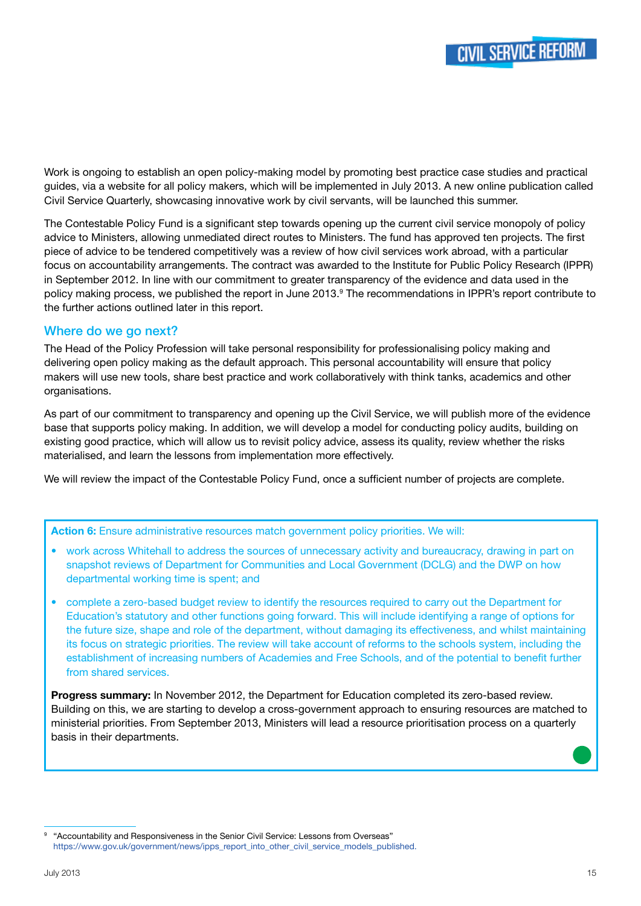Work is ongoing to establish an open policy-making model by promoting best practice case studies and practical guides, via a website for all policy makers, which will be implemented in July 2013. A new online publication called Civil Service Quarterly, showcasing innovative work by civil servants, will be launched this summer.

The Contestable Policy Fund is a significant step towards opening up the current civil service monopoly of policy advice to Ministers, allowing unmediated direct routes to Ministers. The fund has approved ten projects. The first piece of advice to be tendered competitively was a review of how civil services work abroad, with a particular focus on accountability arrangements. The contract was awarded to the Institute for Public Policy Research (IPPR) in September 2012. In line with our commitment to greater transparency of the evidence and data used in the policy making process, we published the report in June 2013.[9] The recommendations in IPPR's report contribute to the further actions outlined later in this report.

### Where do we go next?

The Head of the Policy Profession will take personal responsibility for professionalising policy making and delivering open policy making as the default approach. This personal accountability will ensure that policy makers will use new tools, share best practice and work collaboratively with think tanks, academics and other organisations.

As part of our commitment to transparency and opening up the Civil Service, we will publish more of the evidence base that supports policy making. In addition, we will develop a model for conducting policy audits, building on existing good practice, which will allow us to revisit policy advice, assess its quality, review whether the risks materialised, and learn the lessons from implementation more effectively.

We will review the impact of the Contestable Policy Fund, once a sufficient number of projects are complete.

**Action 6:** Ensure administrative resources match government policy priorities. We will:

- work across Whitehall to address the sources of unnecessary activity and bureaucracy, drawing in part on snapshot reviews of Department for Communities and Local Government (DCLG) and the DWP on how departmental working time is spent; and
- complete a zero-based budget review to identify the resources required to carry out the Department for Education's statutory and other functions going forward. This will include identifying a range of options for the future size, shape and role of the department, without damaging its effectiveness, and whilst maintaining its focus on strategic priorities. The review will take account of reforms to the schools system, including the establishment of increasing numbers of Academies and Free Schools, and of the potential to benefit further from shared services.

**Progress summary:** In November 2012, the Department for Education completed its zero-based review. Building on this, we are starting to develop a cross-government approach to ensuring resources are matched to ministerial priorities. From September 2013, Ministers will lead a resource prioritisation process on a quarterly basis in their departments.

[9] "Accountability and Responsiveness in the Senior Civil Service: Lessons from Overseas" https://www.gov.uk/government/news/ipps_report_into_other_civil_service_models_published.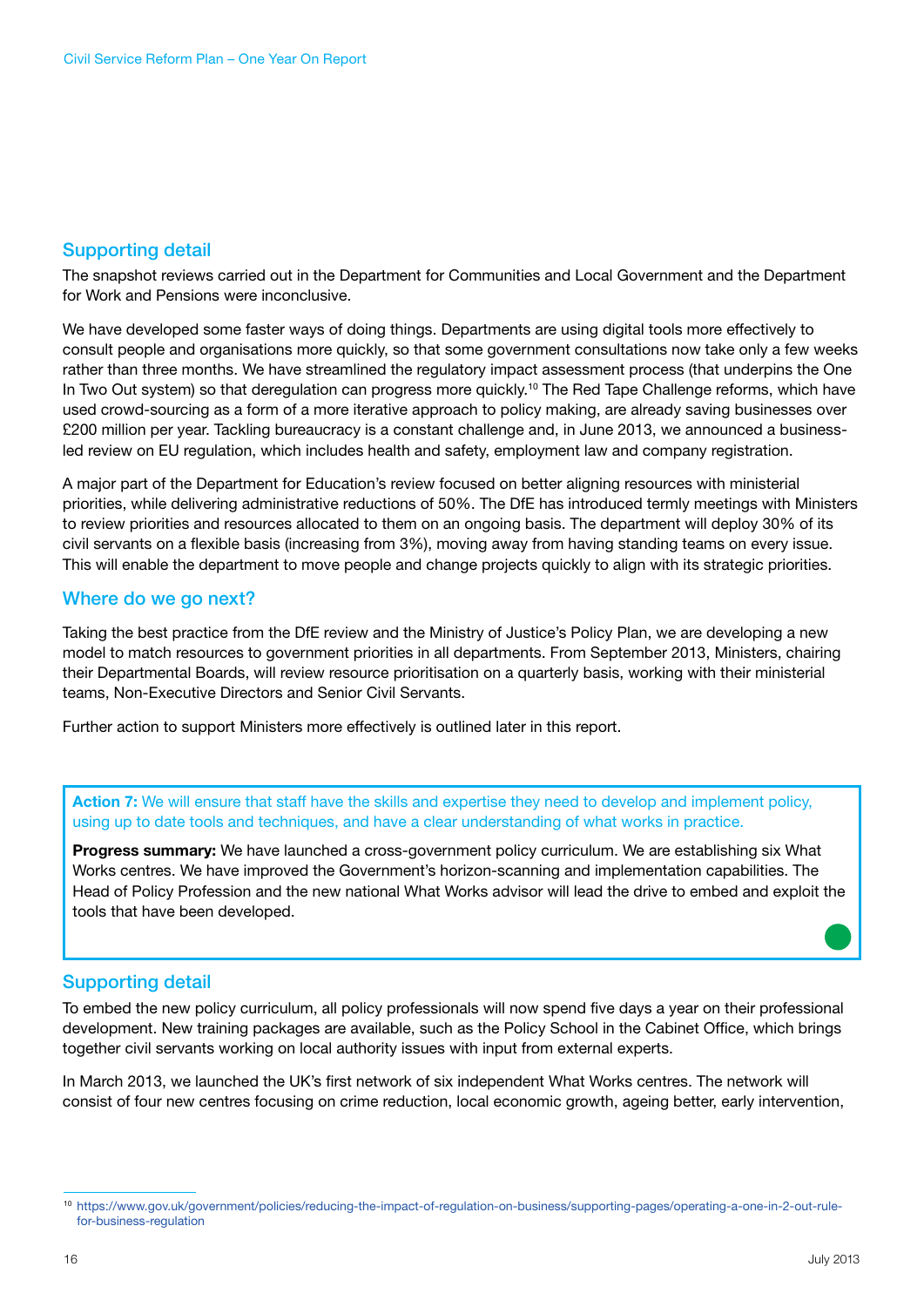## Supporting detail

The snapshot reviews carried out in the Department for Communities and Local Government and the Department for Work and Pensions were inconclusive.

We have developed some faster ways of doing things. Departments are using digital tools more effectively to consult people and organisations more quickly, so that some government consultations now take only a few weeks rather than three months. We have streamlined the regulatory impact assessment process (that underpins the One In Two Out system) so that deregulation can progress more quickly.[10] The Red Tape Challenge reforms, which have used crowd-sourcing as a form of a more iterative approach to policy making, are already saving businesses over £200 million per year. Tackling bureaucracy is a constant challenge and, in June 2013, we announced a business-led review on EU regulation, which includes health and safety, employment law and company registration.

A major part of the Department for Education's review focused on better aligning resources with ministerial priorities, while delivering administrative reductions of 50%. The DfE has introduced termly meetings with Ministers to review priorities and resources allocated to them on an ongoing basis. The department will deploy 30% of its civil servants on a flexible basis (increasing from 3%), moving away from having standing teams on every issue. This will enable the department to move people and change projects quickly to align with its strategic priorities.

## Where do we go next?

Taking the best practice from the DfE review and the Ministry of Justice's Policy Plan, we are developing a new model to match resources to government priorities in all departments. From September 2013, Ministers, chairing their Departmental Boards, will review resource prioritisation on a quarterly basis, working with their ministerial teams, Non-Executive Directors and Senior Civil Servants.

Further action to support Ministers more effectively is outlined later in this report.

**Action 7:** We will ensure that staff have the skills and expertise they need to develop and implement policy, using up to date tools and techniques, and have a clear understanding of what works in practice.

**Progress summary:** We have launched a cross-government policy curriculum. We are establishing six What Works centres. We have improved the Government's horizon-scanning and implementation capabilities. The Head of Policy Profession and the new national What Works advisor will lead the drive to embed and exploit the tools that have been developed.

## Supporting detail

To embed the new policy curriculum, all policy professionals will now spend five days a year on their professional development. New training packages are available, such as the Policy School in the Cabinet Office, which brings together civil servants working on local authority issues with input from external experts.

In March 2013, we launched the UK's first network of six independent What Works centres. The network will consist of four new centres focusing on crime reduction, local economic growth, ageing better, early intervention,

[10] https://www.gov.uk/government/policies/reducing-the-impact-of-regulation-on-business/supporting-pages/operating-a-one-in-2-out-rule-for-business-regulation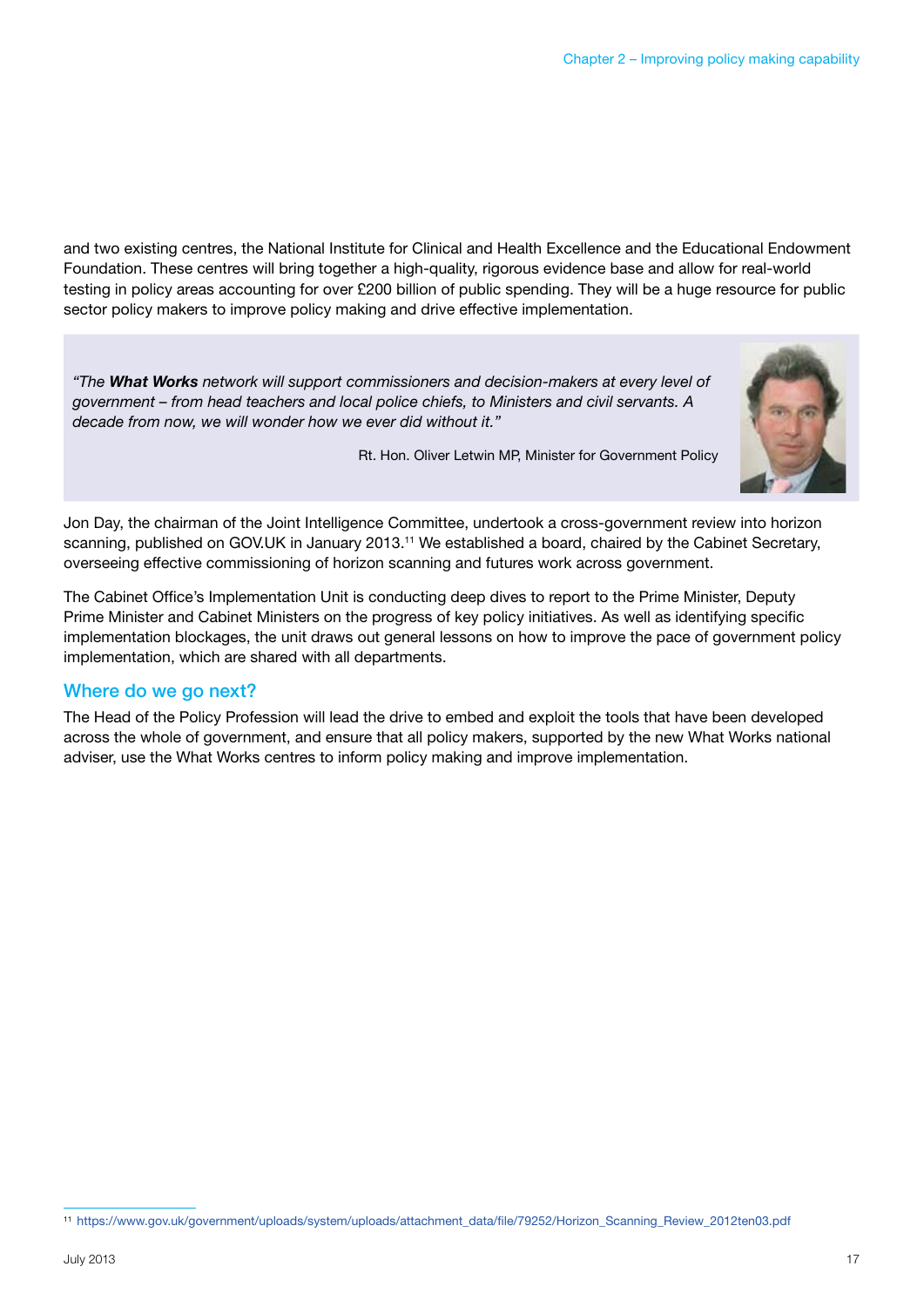and two existing centres, the National Institute for Clinical and Health Excellence and the Educational Endowment Foundation. These centres will bring together a high-quality, rigorous evidence base and allow for real-world testing in policy areas accounting for over £200 billion of public spending. They will be a huge resource for public sector policy makers to improve policy making and drive effective implementation.

> *"The **What Works** network will support commissioners and decision-makers at every level of government – from head teachers and local police chiefs, to Ministers and civil servants. A decade from now, we will wonder how we ever did without it."*
>
> Rt. Hon. Oliver Letwin MP, Minister for Government Policy

Jon Day, the chairman of the Joint Intelligence Committee, undertook a cross-government review into horizon scanning, published on GOV.UK in January 2013.[11] We established a board, chaired by the Cabinet Secretary, overseeing effective commissioning of horizon scanning and futures work across government.

The Cabinet Office's Implementation Unit is conducting deep dives to report to the Prime Minister, Deputy Prime Minister and Cabinet Ministers on the progress of key policy initiatives. As well as identifying specific implementation blockages, the unit draws out general lessons on how to improve the pace of government policy implementation, which are shared with all departments.

## Where do we go next?

The Head of the Policy Profession will lead the drive to embed and exploit the tools that have been developed across the whole of government, and ensure that all policy makers, supported by the new What Works national adviser, use the What Works centres to inform policy making and improve implementation.

[11] https://www.gov.uk/government/uploads/system/uploads/attachment_data/file/79252/Horizon_Scanning_Review_2012ten03.pdf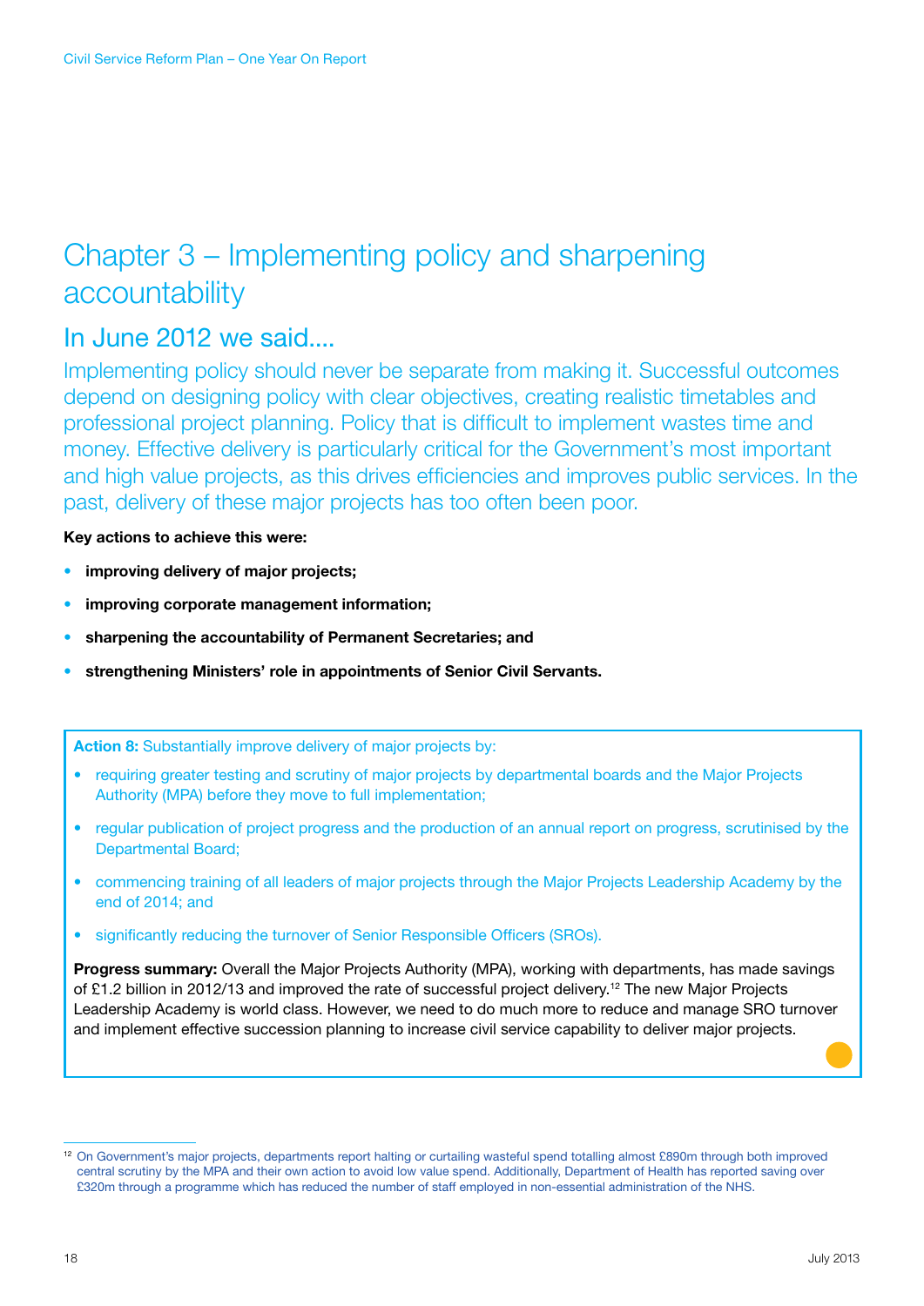# Chapter 3 – Implementing policy and sharpening accountability

## In June 2012 we said....

Implementing policy should never be separate from making it. Successful outcomes depend on designing policy with clear objectives, creating realistic timetables and professional project planning. Policy that is difficult to implement wastes time and money. Effective delivery is particularly critical for the Government's most important and high value projects, as this drives efficiencies and improves public services. In the past, delivery of these major projects has too often been poor.

**Key actions to achieve this were:**

- **improving delivery of major projects;**
- **improving corporate management information;**
- **sharpening the accountability of Permanent Secretaries; and**
- **strengthening Ministers' role in appointments of Senior Civil Servants.**

**Action 8:** Substantially improve delivery of major projects by:

- requiring greater testing and scrutiny of major projects by departmental boards and the Major Projects Authority (MPA) before they move to full implementation;
- regular publication of project progress and the production of an annual report on progress, scrutinised by the Departmental Board;
- commencing training of all leaders of major projects through the Major Projects Leadership Academy by the end of 2014; and
- significantly reducing the turnover of Senior Responsible Officers (SROs).

**Progress summary:** Overall the Major Projects Authority (MPA), working with departments, has made savings of £1.2 billion in 2012/13 and improved the rate of successful project delivery.[12] The new Major Projects Leadership Academy is world class. However, we need to do much more to reduce and manage SRO turnover and implement effective succession planning to increase civil service capability to deliver major projects.

---

[12] On Government's major projects, departments report halting or curtailing wasteful spend totalling almost £890m through both improved central scrutiny by the MPA and their own action to avoid low value spend. Additionally, Department of Health has reported saving over £320m through a programme which has reduced the number of staff employed in non-essential administration of the NHS.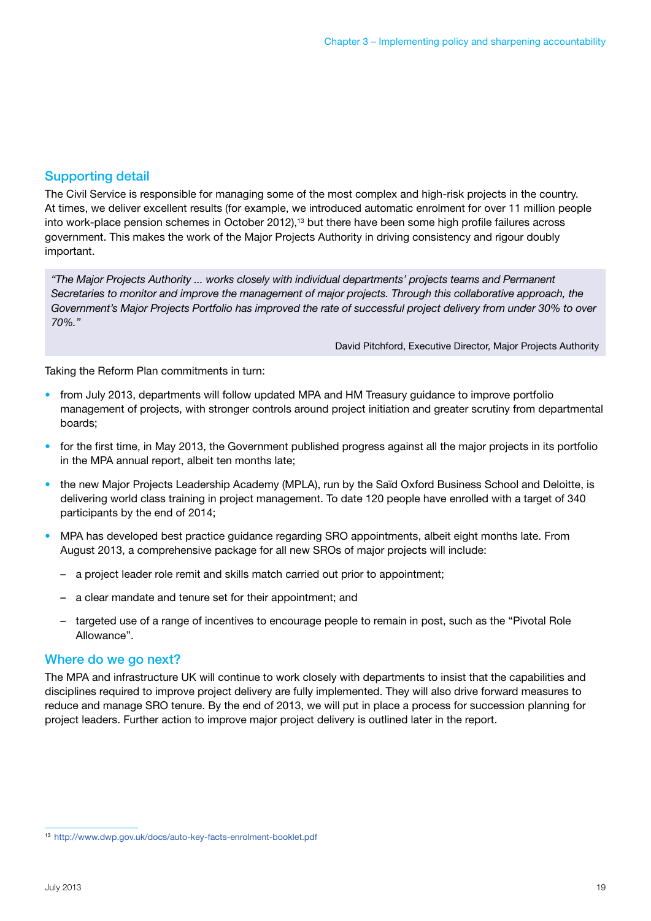## Supporting detail

The Civil Service is responsible for managing some of the most complex and high-risk projects in the country. At times, we deliver excellent results (for example, we introduced automatic enrolment for over 11 million people into work-place pension schemes in October 2012),[13] but there have been some high profile failures across government. This makes the work of the Major Projects Authority in driving consistency and rigour doubly important.

> *"The Major Projects Authority ... works closely with individual departments' projects teams and Permanent Secretaries to monitor and improve the management of major projects. Through this collaborative approach, the Government's Major Projects Portfolio has improved the rate of successful project delivery from under 30% to over 70%."*
>
> David Pitchford, Executive Director, Major Projects Authority

Taking the Reform Plan commitments in turn:

- from July 2013, departments will follow updated MPA and HM Treasury guidance to improve portfolio management of projects, with stronger controls around project initiation and greater scrutiny from departmental boards;
- for the first time, in May 2013, the Government published progress against all the major projects in its portfolio in the MPA annual report, albeit ten months late;
- the new Major Projects Leadership Academy (MPLA), run by the Saïd Oxford Business School and Deloitte, is delivering world class training in project management. To date 120 people have enrolled with a target of 340 participants by the end of 2014;
- MPA has developed best practice guidance regarding SRO appointments, albeit eight months late. From August 2013, a comprehensive package for all new SROs of major projects will include:
  - a project leader role remit and skills match carried out prior to appointment;
  - a clear mandate and tenure set for their appointment; and
  - targeted use of a range of incentives to encourage people to remain in post, such as the "Pivotal Role Allowance".

## Where do we go next?

The MPA and infrastructure UK will continue to work closely with departments to insist that the capabilities and disciplines required to improve project delivery are fully implemented. They will also drive forward measures to reduce and manage SRO tenure. By the end of 2013, we will put in place a process for succession planning for project leaders. Further action to improve major project delivery is outlined later in the report.

---

[13] http://www.dwp.gov.uk/docs/auto-key-facts-enrolment-booklet.pdf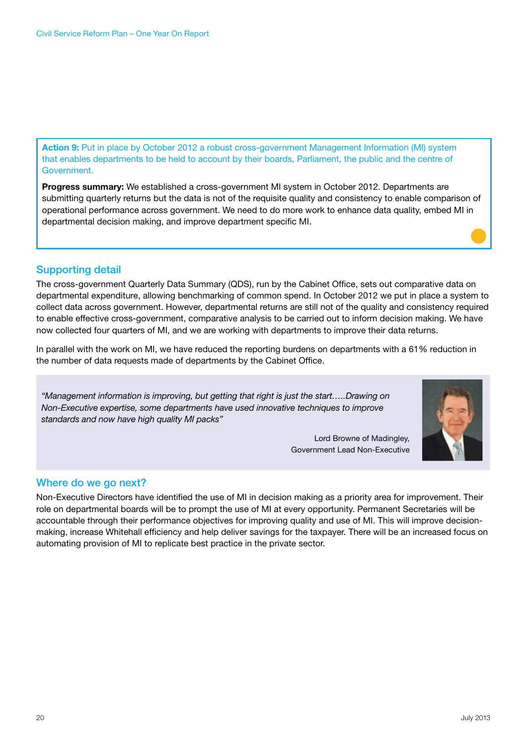**Action 9:** Put in place by October 2012 a robust cross-government Management Information (MI) system that enables departments to be held to account by their boards, Parliament, the public and the centre of Government.

**Progress summary:** We established a cross-government MI system in October 2012. Departments are submitting quarterly returns but the data is not of the requisite quality and consistency to enable comparison of operational performance across government. We need to do more work to enhance data quality, embed MI in departmental decision making, and improve department specific MI.

## Supporting detail

The cross-government Quarterly Data Summary (QDS), run by the Cabinet Office, sets out comparative data on departmental expenditure, allowing benchmarking of common spend. In October 2012 we put in place a system to collect data across government. However, departmental returns are still not of the quality and consistency required to enable effective cross-government, comparative analysis to be carried out to inform decision making. We have now collected four quarters of MI, and we are working with departments to improve their data returns.

In parallel with the work on MI, we have reduced the reporting burdens on departments with a 61% reduction in the number of data requests made of departments by the Cabinet Office.

*"Management information is improving, but getting that right is just the start…..Drawing on Non-Executive expertise, some departments have used innovative techniques to improve standards and now have high quality MI packs"*

Lord Browne of Madingley,
Government Lead Non-Executive

## Where do we go next?

Non-Executive Directors have identified the use of MI in decision making as a priority area for improvement. Their role on departmental boards will be to prompt the use of MI at every opportunity. Permanent Secretaries will be accountable through their performance objectives for improving quality and use of MI. This will improve decision-making, increase Whitehall efficiency and help deliver savings for the taxpayer. There will be an increased focus on automating provision of MI to replicate best practice in the private sector.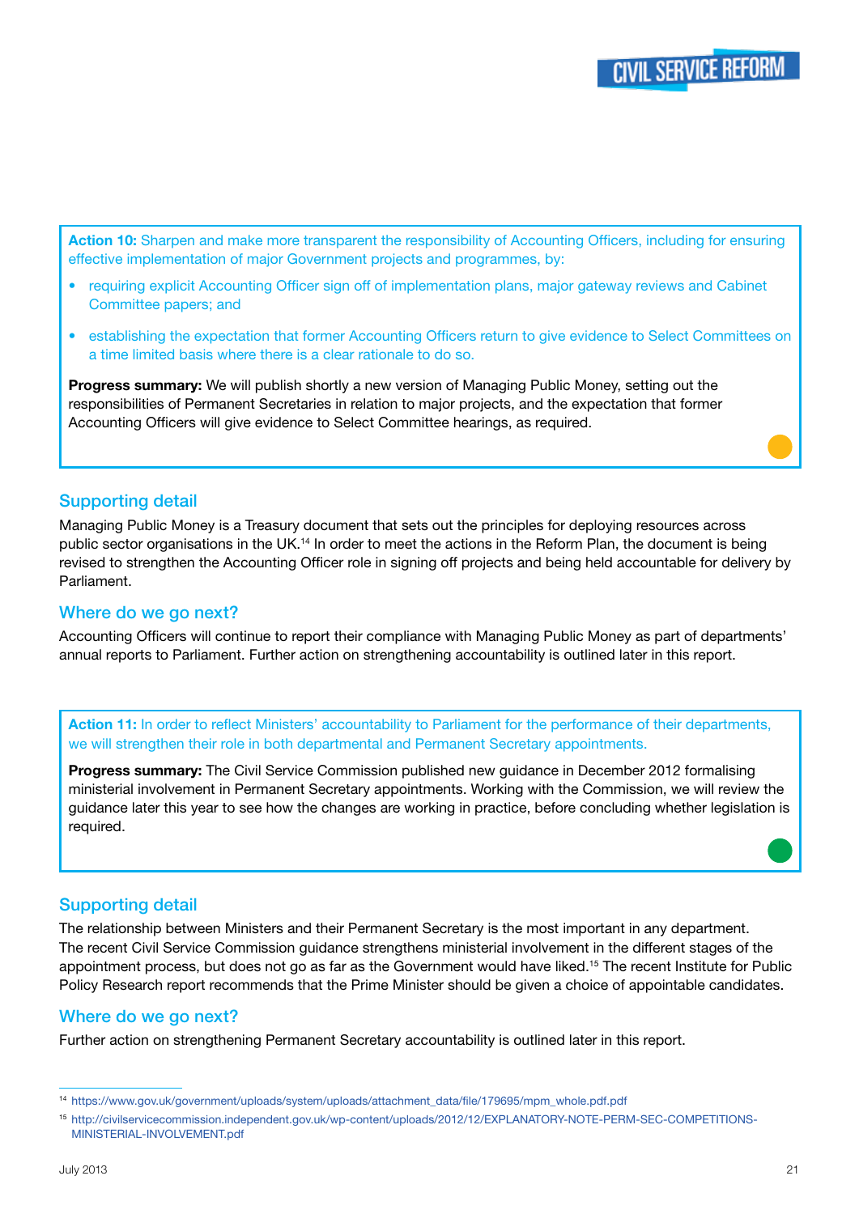**Action 10:** Sharpen and make more transparent the responsibility of Accounting Officers, including for ensuring effective implementation of major Government projects and programmes, by:

- requiring explicit Accounting Officer sign off of implementation plans, major gateway reviews and Cabinet Committee papers; and
- establishing the expectation that former Accounting Officers return to give evidence to Select Committees on a time limited basis where there is a clear rationale to do so.

**Progress summary:** We will publish shortly a new version of Managing Public Money, setting out the responsibilities of Permanent Secretaries in relation to major projects, and the expectation that former Accounting Officers will give evidence to Select Committee hearings, as required.

## Supporting detail

Managing Public Money is a Treasury document that sets out the principles for deploying resources across public sector organisations in the UK.[14] In order to meet the actions in the Reform Plan, the document is being revised to strengthen the Accounting Officer role in signing off projects and being held accountable for delivery by Parliament.

## Where do we go next?

Accounting Officers will continue to report their compliance with Managing Public Money as part of departments' annual reports to Parliament. Further action on strengthening accountability is outlined later in this report.

**Action 11:** In order to reflect Ministers' accountability to Parliament for the performance of their departments, we will strengthen their role in both departmental and Permanent Secretary appointments.

**Progress summary:** The Civil Service Commission published new guidance in December 2012 formalising ministerial involvement in Permanent Secretary appointments. Working with the Commission, we will review the guidance later this year to see how the changes are working in practice, before concluding whether legislation is required.

## Supporting detail

The relationship between Ministers and their Permanent Secretary is the most important in any department. The recent Civil Service Commission guidance strengthens ministerial involvement in the different stages of the appointment process, but does not go as far as the Government would have liked.[15] The recent Institute for Public Policy Research report recommends that the Prime Minister should be given a choice of appointable candidates.

## Where do we go next?

Further action on strengthening Permanent Secretary accountability is outlined later in this report.

---

[14] https://www.gov.uk/government/uploads/system/uploads/attachment_data/file/179695/mpm_whole.pdf.pdf

[15] http://civilservicecommission.independent.gov.uk/wp-content/uploads/2012/12/EXPLANATORY-NOTE-PERM-SEC-COMPETITIONS-MINISTERIAL-INVOLVEMENT.pdf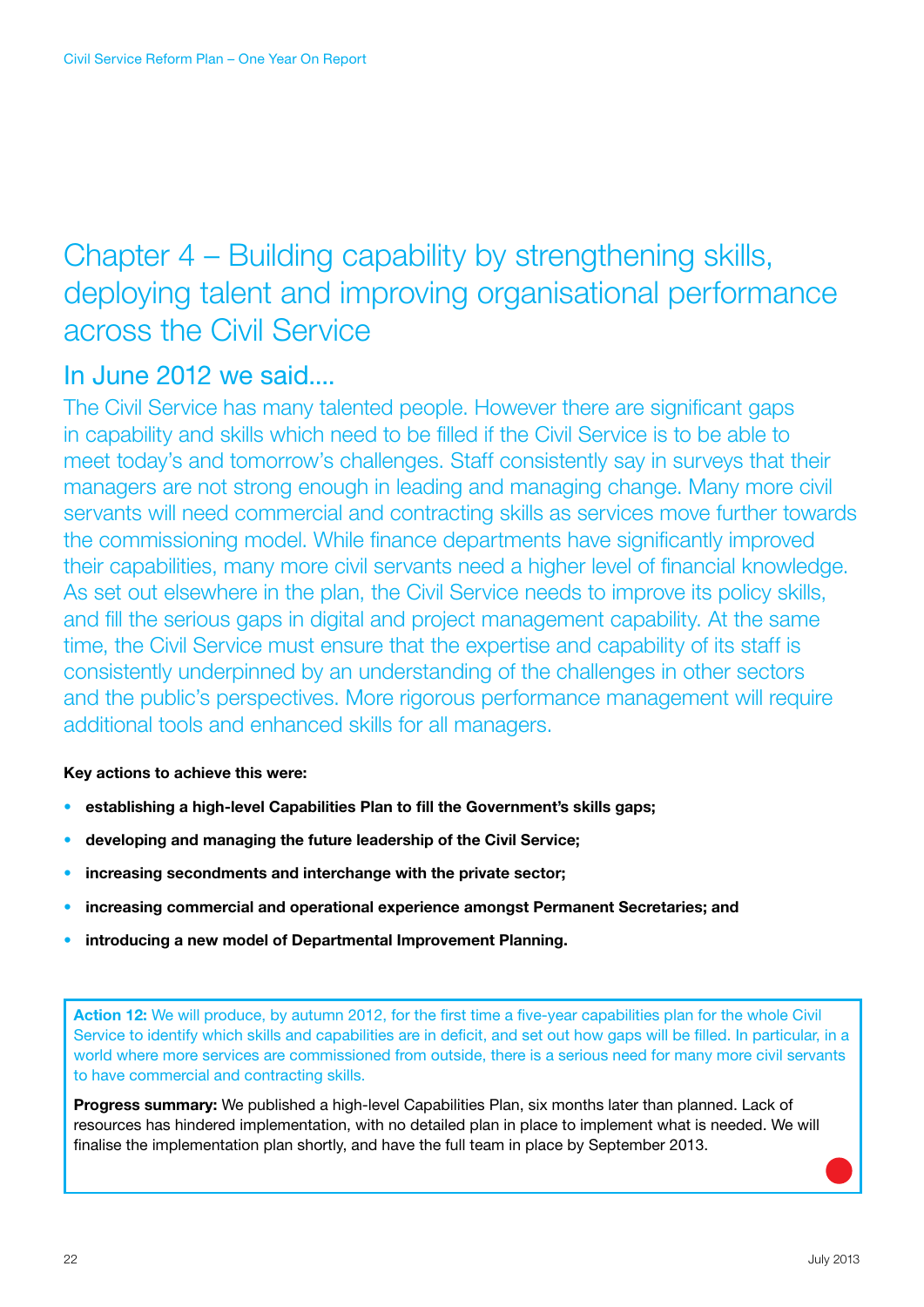# Chapter 4 – Building capability by strengthening skills, deploying talent and improving organisational performance across the Civil Service

## In June 2012 we said....

The Civil Service has many talented people. However there are significant gaps in capability and skills which need to be filled if the Civil Service is to be able to meet today's and tomorrow's challenges. Staff consistently say in surveys that their managers are not strong enough in leading and managing change. Many more civil servants will need commercial and contracting skills as services move further towards the commissioning model. While finance departments have significantly improved their capabilities, many more civil servants need a higher level of financial knowledge. As set out elsewhere in the plan, the Civil Service needs to improve its policy skills, and fill the serious gaps in digital and project management capability. At the same time, the Civil Service must ensure that the expertise and capability of its staff is consistently underpinned by an understanding of the challenges in other sectors and the public's perspectives. More rigorous performance management will require additional tools and enhanced skills for all managers.

**Key actions to achieve this were:**

- **establishing a high-level Capabilities Plan to fill the Government's skills gaps;**
- **developing and managing the future leadership of the Civil Service;**
- **increasing secondments and interchange with the private sector;**
- **increasing commercial and operational experience amongst Permanent Secretaries; and**
- **introducing a new model of Departmental Improvement Planning.**

**Action 12:** We will produce, by autumn 2012, for the first time a five-year capabilities plan for the whole Civil Service to identify which skills and capabilities are in deficit, and set out how gaps will be filled. In particular, in a world where more services are commissioned from outside, there is a serious need for many more civil servants to have commercial and contracting skills.

**Progress summary:** We published a high-level Capabilities Plan, six months later than planned. Lack of resources has hindered implementation, with no detailed plan in place to implement what is needed. We will finalise the implementation plan shortly, and have the full team in place by September 2013.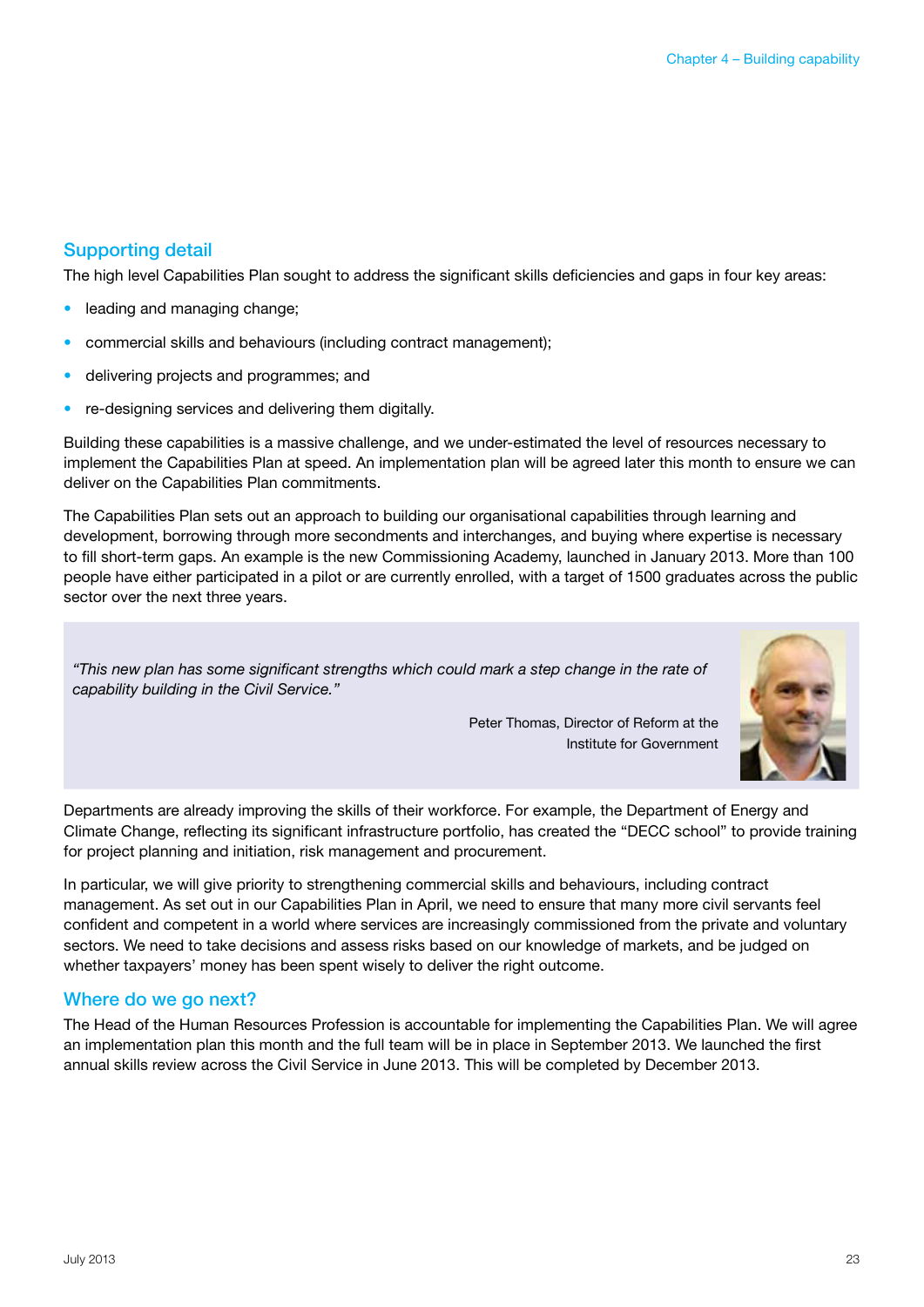## Supporting detail

The high level Capabilities Plan sought to address the significant skills deficiencies and gaps in four key areas:

- leading and managing change;
- commercial skills and behaviours (including contract management);
- delivering projects and programmes; and
- re-designing services and delivering them digitally.

Building these capabilities is a massive challenge, and we under-estimated the level of resources necessary to implement the Capabilities Plan at speed. An implementation plan will be agreed later this month to ensure we can deliver on the Capabilities Plan commitments.

The Capabilities Plan sets out an approach to building our organisational capabilities through learning and development, borrowing through more secondments and interchanges, and buying where expertise is necessary to fill short-term gaps. An example is the new Commissioning Academy, launched in January 2013. More than 100 people have either participated in a pilot or are currently enrolled, with a target of 1500 graduates across the public sector over the next three years.

> *"This new plan has some significant strengths which could mark a step change in the rate of capability building in the Civil Service."*
>
> Peter Thomas, Director of Reform at the Institute for Government

Departments are already improving the skills of their workforce. For example, the Department of Energy and Climate Change, reflecting its significant infrastructure portfolio, has created the "DECC school" to provide training for project planning and initiation, risk management and procurement.

In particular, we will give priority to strengthening commercial skills and behaviours, including contract management. As set out in our Capabilities Plan in April, we need to ensure that many more civil servants feel confident and competent in a world where services are increasingly commissioned from the private and voluntary sectors. We need to take decisions and assess risks based on our knowledge of markets, and be judged on whether taxpayers' money has been spent wisely to deliver the right outcome.

## Where do we go next?

The Head of the Human Resources Profession is accountable for implementing the Capabilities Plan. We will agree an implementation plan this month and the full team will be in place in September 2013. We launched the first annual skills review across the Civil Service in June 2013. This will be completed by December 2013.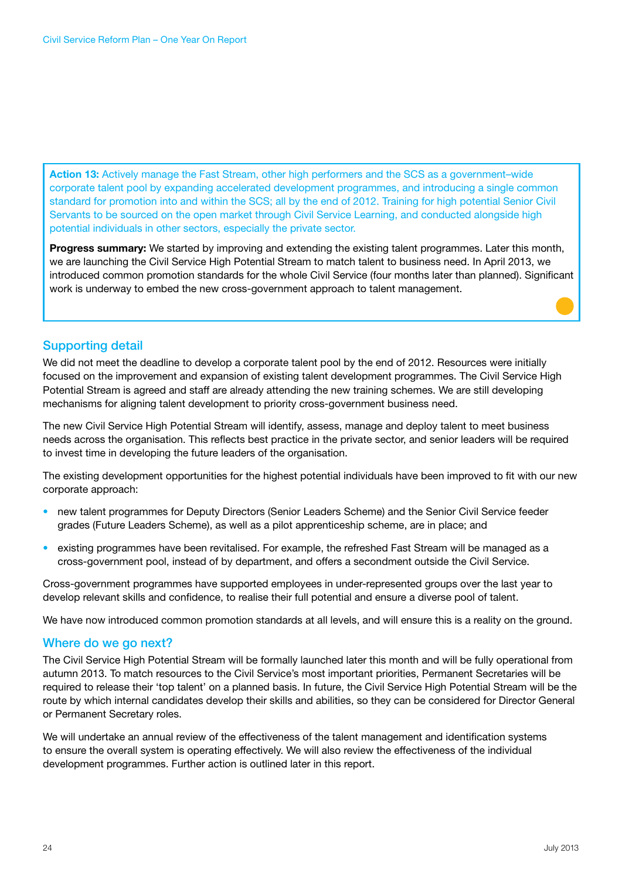**Action 13:** Actively manage the Fast Stream, other high performers and the SCS as a government–wide corporate talent pool by expanding accelerated development programmes, and introducing a single common standard for promotion into and within the SCS; all by the end of 2012. Training for high potential Senior Civil Servants to be sourced on the open market through Civil Service Learning, and conducted alongside high potential individuals in other sectors, especially the private sector.

**Progress summary:** We started by improving and extending the existing talent programmes. Later this month, we are launching the Civil Service High Potential Stream to match talent to business need. In April 2013, we introduced common promotion standards for the whole Civil Service (four months later than planned). Significant work is underway to embed the new cross-government approach to talent management.

## Supporting detail

We did not meet the deadline to develop a corporate talent pool by the end of 2012. Resources were initially focused on the improvement and expansion of existing talent development programmes. The Civil Service High Potential Stream is agreed and staff are already attending the new training schemes. We are still developing mechanisms for aligning talent development to priority cross-government business need.

The new Civil Service High Potential Stream will identify, assess, manage and deploy talent to meet business needs across the organisation. This reflects best practice in the private sector, and senior leaders will be required to invest time in developing the future leaders of the organisation.

The existing development opportunities for the highest potential individuals have been improved to fit with our new corporate approach:

- new talent programmes for Deputy Directors (Senior Leaders Scheme) and the Senior Civil Service feeder grades (Future Leaders Scheme), as well as a pilot apprenticeship scheme, are in place; and
- existing programmes have been revitalised. For example, the refreshed Fast Stream will be managed as a cross-government pool, instead of by department, and offers a secondment outside the Civil Service.

Cross-government programmes have supported employees in under-represented groups over the last year to develop relevant skills and confidence, to realise their full potential and ensure a diverse pool of talent.

We have now introduced common promotion standards at all levels, and will ensure this is a reality on the ground.

## Where do we go next?

The Civil Service High Potential Stream will be formally launched later this month and will be fully operational from autumn 2013. To match resources to the Civil Service's most important priorities, Permanent Secretaries will be required to release their 'top talent' on a planned basis. In future, the Civil Service High Potential Stream will be the route by which internal candidates develop their skills and abilities, so they can be considered for Director General or Permanent Secretary roles.

We will undertake an annual review of the effectiveness of the talent management and identification systems to ensure the overall system is operating effectively. We will also review the effectiveness of the individual development programmes. Further action is outlined later in this report.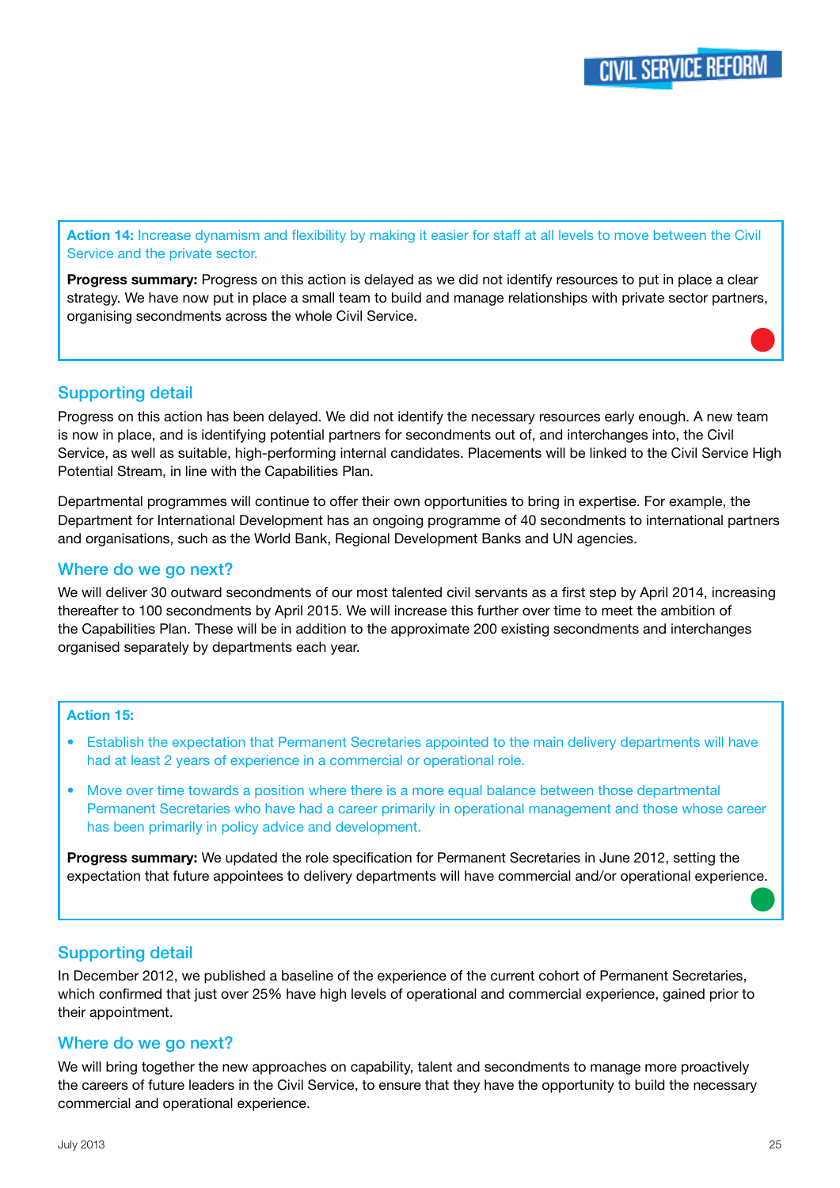**Action 14:** Increase dynamism and flexibility by making it easier for staff at all levels to move between the Civil Service and the private sector.

**Progress summary:** Progress on this action is delayed as we did not identify resources to put in place a clear strategy. We have now put in place a small team to build and manage relationships with private sector partners, organising secondments across the whole Civil Service.

## Supporting detail

Progress on this action has been delayed. We did not identify the necessary resources early enough. A new team is now in place, and is identifying potential partners for secondments out of, and interchanges into, the Civil Service, as well as suitable, high-performing internal candidates. Placements will be linked to the Civil Service High Potential Stream, in line with the Capabilities Plan.

Departmental programmes will continue to offer their own opportunities to bring in expertise. For example, the Department for International Development has an ongoing programme of 40 secondments to international partners and organisations, such as the World Bank, Regional Development Banks and UN agencies.

## Where do we go next?

We will deliver 30 outward secondments of our most talented civil servants as a first step by April 2014, increasing thereafter to 100 secondments by April 2015. We will increase this further over time to meet the ambition of the Capabilities Plan. These will be in addition to the approximate 200 existing secondments and interchanges organised separately by departments each year.

**Action 15:**

- Establish the expectation that Permanent Secretaries appointed to the main delivery departments will have had at least 2 years of experience in a commercial or operational role.
- Move over time towards a position where there is a more equal balance between those departmental Permanent Secretaries who have had a career primarily in operational management and those whose career has been primarily in policy advice and development.

**Progress summary:** We updated the role specification for Permanent Secretaries in June 2012, setting the expectation that future appointees to delivery departments will have commercial and/or operational experience.

## Supporting detail

In December 2012, we published a baseline of the experience of the current cohort of Permanent Secretaries, which confirmed that just over 25% have high levels of operational and commercial experience, gained prior to their appointment.

## Where do we go next?

We will bring together the new approaches on capability, talent and secondments to manage more proactively the careers of future leaders in the Civil Service, to ensure that they have the opportunity to build the necessary commercial and operational experience.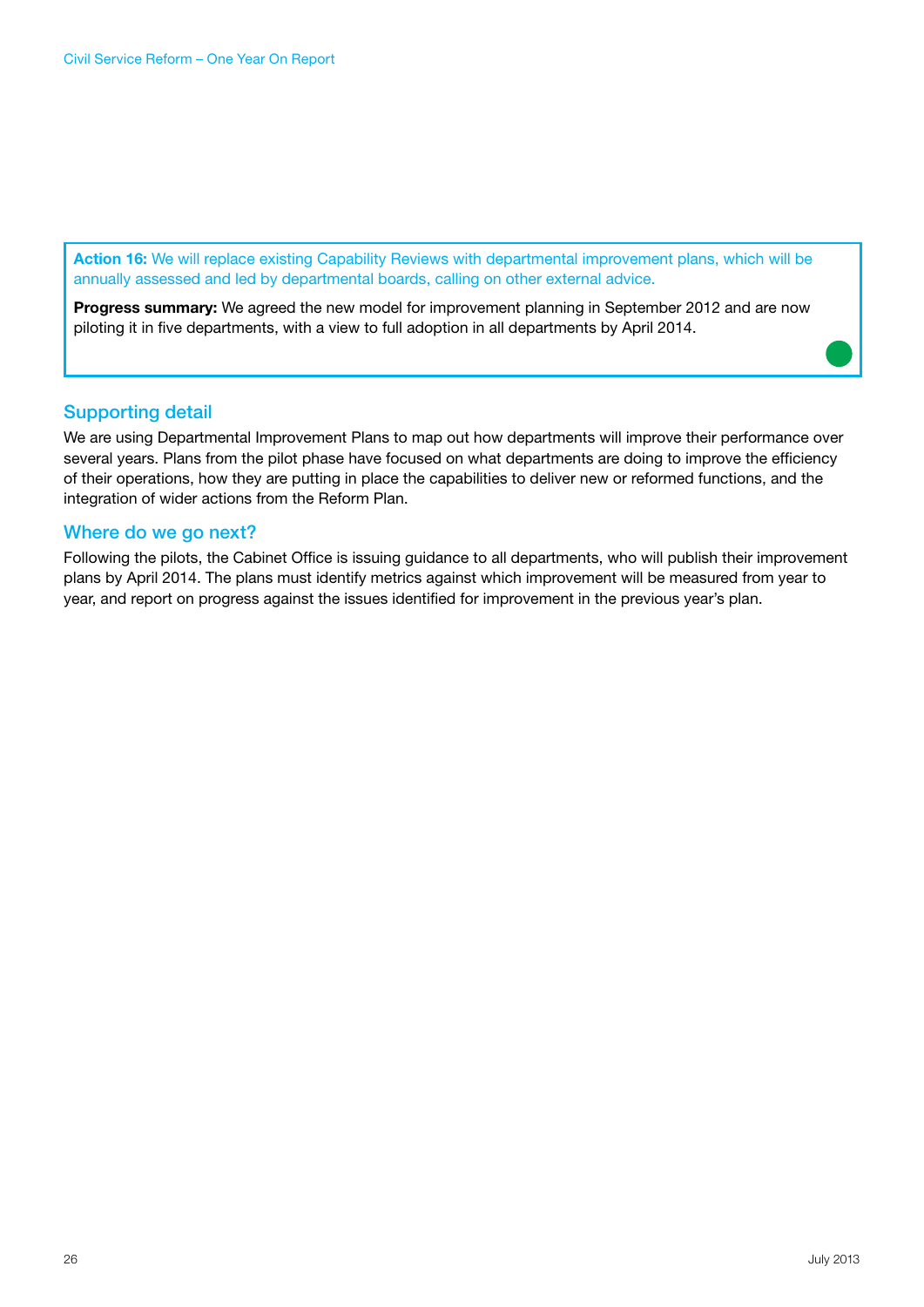**Action 16:** We will replace existing Capability Reviews with departmental improvement plans, which will be annually assessed and led by departmental boards, calling on other external advice.

**Progress summary:** We agreed the new model for improvement planning in September 2012 and are now piloting it in five departments, with a view to full adoption in all departments by April 2014.

## Supporting detail

We are using Departmental Improvement Plans to map out how departments will improve their performance over several years. Plans from the pilot phase have focused on what departments are doing to improve the efficiency of their operations, how they are putting in place the capabilities to deliver new or reformed functions, and the integration of wider actions from the Reform Plan.

## Where do we go next?

Following the pilots, the Cabinet Office is issuing guidance to all departments, who will publish their improvement plans by April 2014. The plans must identify metrics against which improvement will be measured from year to year, and report on progress against the issues identified for improvement in the previous year's plan.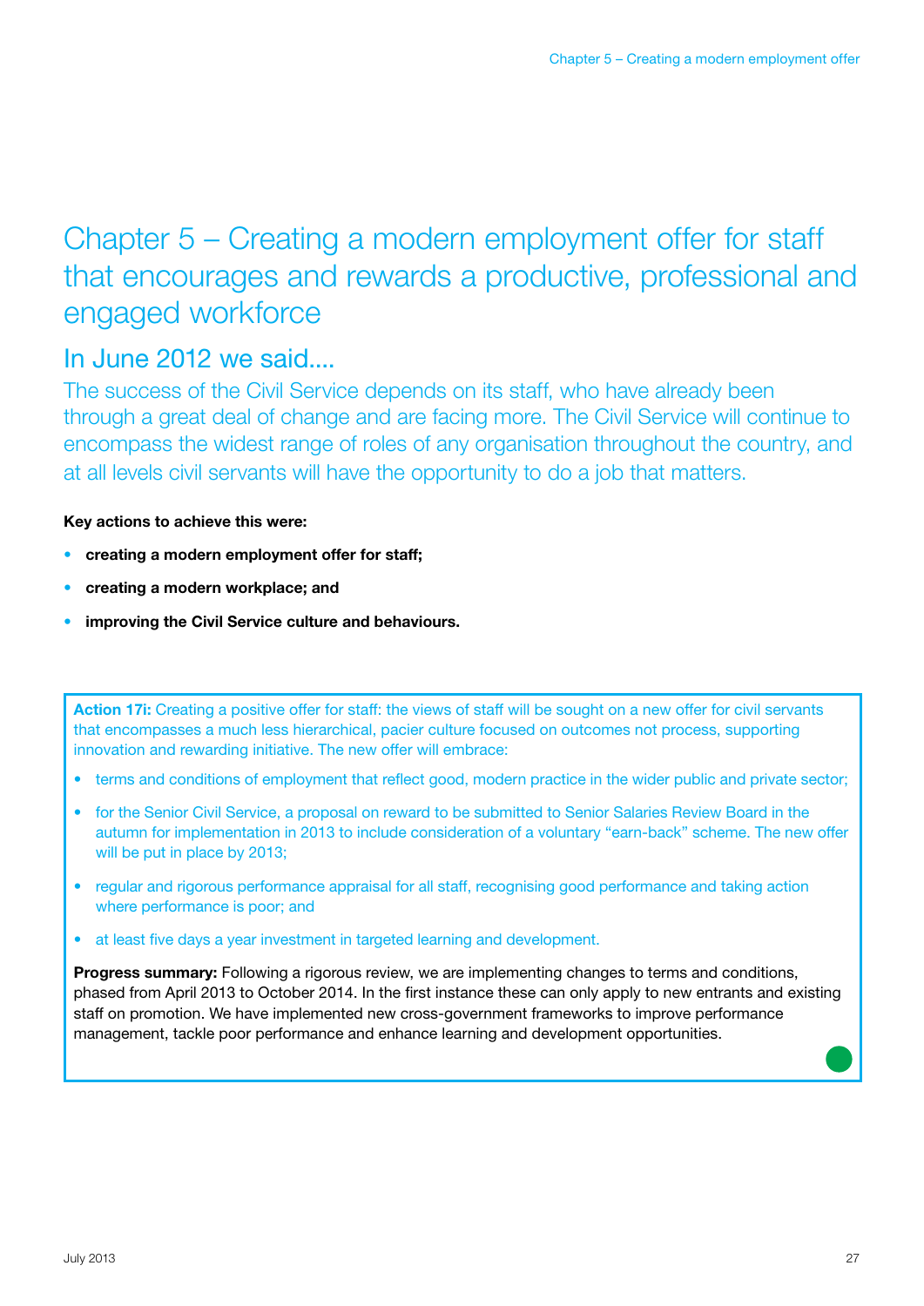# Chapter 5 – Creating a modern employment offer for staff that encourages and rewards a productive, professional and engaged workforce

## In June 2012 we said....

The success of the Civil Service depends on its staff, who have already been through a great deal of change and are facing more. The Civil Service will continue to encompass the widest range of roles of any organisation throughout the country, and at all levels civil servants will have the opportunity to do a job that matters.

**Key actions to achieve this were:**

- **creating a modern employment offer for staff;**
- **creating a modern workplace; and**
- **improving the Civil Service culture and behaviours.**

**Action 17i:** Creating a positive offer for staff: the views of staff will be sought on a new offer for civil servants that encompasses a much less hierarchical, pacier culture focused on outcomes not process, supporting innovation and rewarding initiative. The new offer will embrace:

- terms and conditions of employment that reflect good, modern practice in the wider public and private sector;
- for the Senior Civil Service, a proposal on reward to be submitted to Senior Salaries Review Board in the autumn for implementation in 2013 to include consideration of a voluntary "earn-back" scheme. The new offer will be put in place by 2013;
- regular and rigorous performance appraisal for all staff, recognising good performance and taking action where performance is poor; and
- at least five days a year investment in targeted learning and development.

**Progress summary:** Following a rigorous review, we are implementing changes to terms and conditions, phased from April 2013 to October 2014. In the first instance these can only apply to new entrants and existing staff on promotion. We have implemented new cross-government frameworks to improve performance management, tackle poor performance and enhance learning and development opportunities.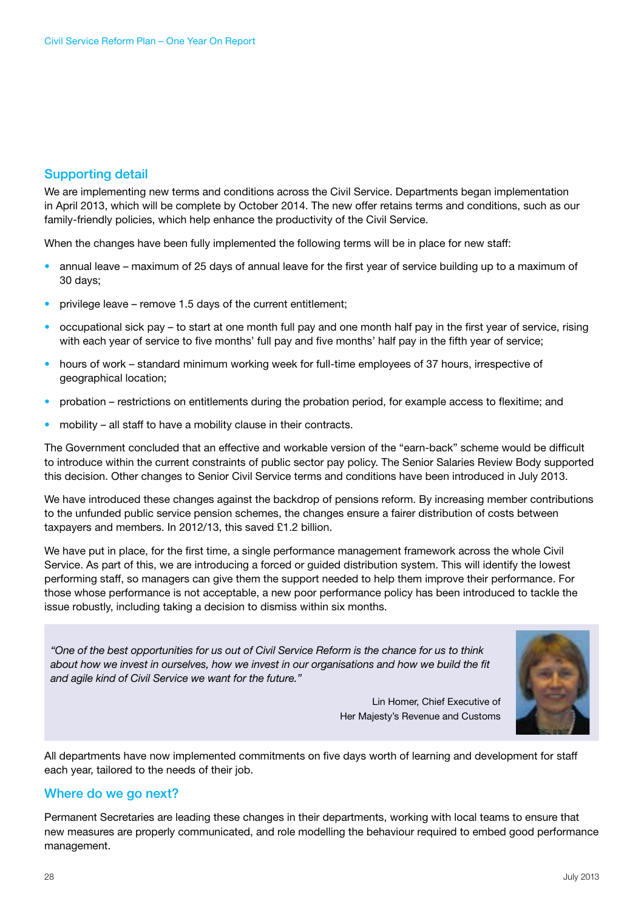## Supporting detail

We are implementing new terms and conditions across the Civil Service. Departments began implementation in April 2013, which will be complete by October 2014. The new offer retains terms and conditions, such as our family-friendly policies, which help enhance the productivity of the Civil Service.

When the changes have been fully implemented the following terms will be in place for new staff:

- annual leave – maximum of 25 days of annual leave for the first year of service building up to a maximum of 30 days;
- privilege leave – remove 1.5 days of the current entitlement;
- occupational sick pay – to start at one month full pay and one month half pay in the first year of service, rising with each year of service to five months' full pay and five months' half pay in the fifth year of service;
- hours of work – standard minimum working week for full-time employees of 37 hours, irrespective of geographical location;
- probation – restrictions on entitlements during the probation period, for example access to flexitime; and
- mobility – all staff to have a mobility clause in their contracts.

The Government concluded that an effective and workable version of the "earn-back" scheme would be difficult to introduce within the current constraints of public sector pay policy. The Senior Salaries Review Body supported this decision. Other changes to Senior Civil Service terms and conditions have been introduced in July 2013.

We have introduced these changes against the backdrop of pensions reform. By increasing member contributions to the unfunded public service pension schemes, the changes ensure a fairer distribution of costs between taxpayers and members. In 2012/13, this saved £1.2 billion.

We have put in place, for the first time, a single performance management framework across the whole Civil Service. As part of this, we are introducing a forced or guided distribution system. This will identify the lowest performing staff, so managers can give them the support needed to help them improve their performance. For those whose performance is not acceptable, a new poor performance policy has been introduced to tackle the issue robustly, including taking a decision to dismiss within six months.

> *"One of the best opportunities for us out of Civil Service Reform is the chance for us to think about how we invest in ourselves, how we invest in our organisations and how we build the fit and agile kind of Civil Service we want for the future."*
>
> Lin Homer, Chief Executive of Her Majesty's Revenue and Customs

All departments have now implemented commitments on five days worth of learning and development for staff each year, tailored to the needs of their job.

## Where do we go next?

Permanent Secretaries are leading these changes in their departments, working with local teams to ensure that new measures are properly communicated, and role modelling the behaviour required to embed good performance management.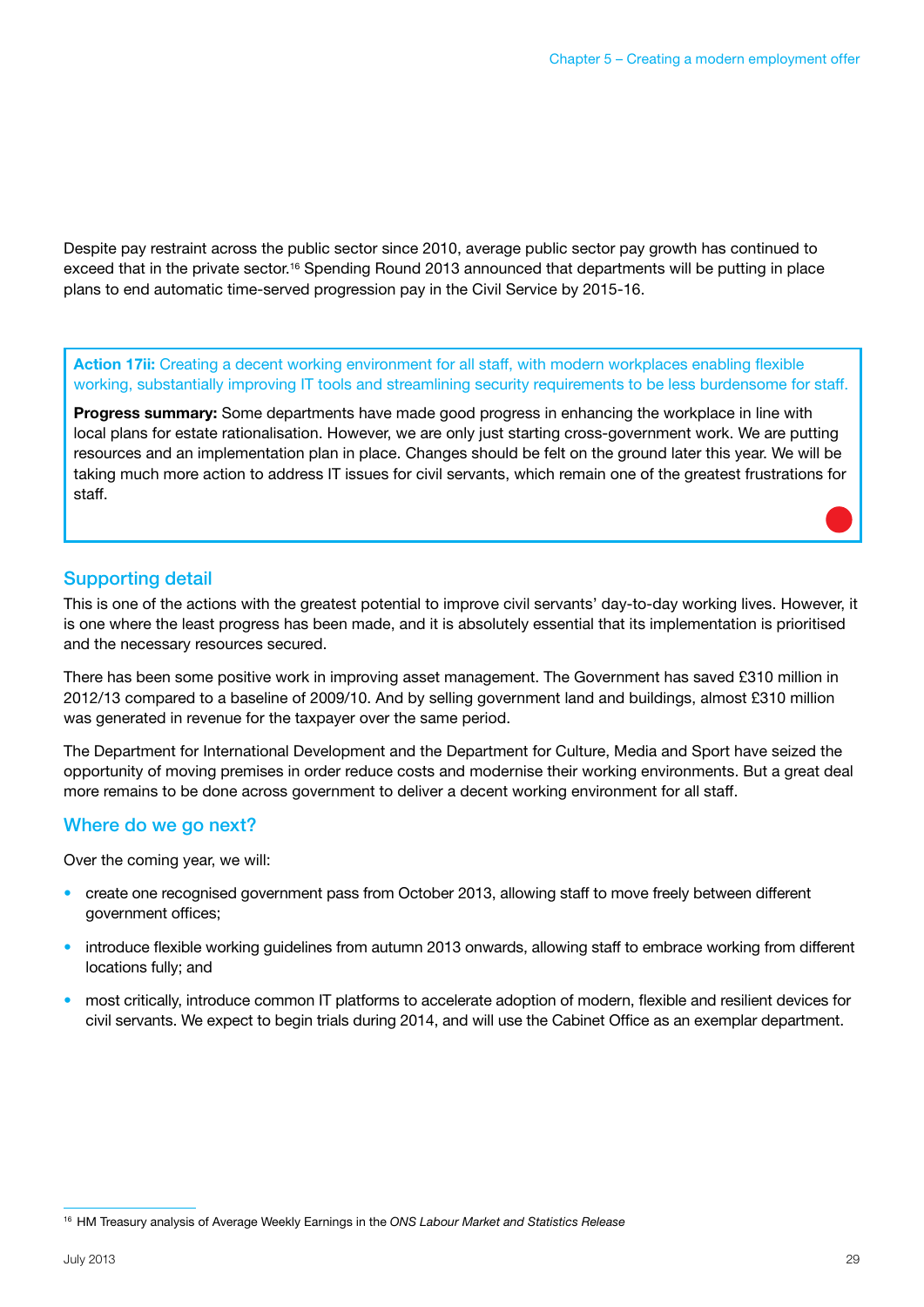Despite pay restraint across the public sector since 2010, average public sector pay growth has continued to exceed that in the private sector.[16] Spending Round 2013 announced that departments will be putting in place plans to end automatic time-served progression pay in the Civil Service by 2015-16.

**Action 17ii:** Creating a decent working environment for all staff, with modern workplaces enabling flexible working, substantially improving IT tools and streamlining security requirements to be less burdensome for staff.

**Progress summary:** Some departments have made good progress in enhancing the workplace in line with local plans for estate rationalisation. However, we are only just starting cross-government work. We are putting resources and an implementation plan in place. Changes should be felt on the ground later this year. We will be taking much more action to address IT issues for civil servants, which remain one of the greatest frustrations for staff.

## Supporting detail

This is one of the actions with the greatest potential to improve civil servants' day-to-day working lives. However, it is one where the least progress has been made, and it is absolutely essential that its implementation is prioritised and the necessary resources secured.

There has been some positive work in improving asset management. The Government has saved £310 million in 2012/13 compared to a baseline of 2009/10. And by selling government land and buildings, almost £310 million was generated in revenue for the taxpayer over the same period.

The Department for International Development and the Department for Culture, Media and Sport have seized the opportunity of moving premises in order reduce costs and modernise their working environments. But a great deal more remains to be done across government to deliver a decent working environment for all staff.

## Where do we go next?

Over the coming year, we will:

- create one recognised government pass from October 2013, allowing staff to move freely between different government offices;
- introduce flexible working guidelines from autumn 2013 onwards, allowing staff to embrace working from different locations fully; and
- most critically, introduce common IT platforms to accelerate adoption of modern, flexible and resilient devices for civil servants. We expect to begin trials during 2014, and will use the Cabinet Office as an exemplar department.

[16] HM Treasury analysis of Average Weekly Earnings in the *ONS Labour Market and Statistics Release*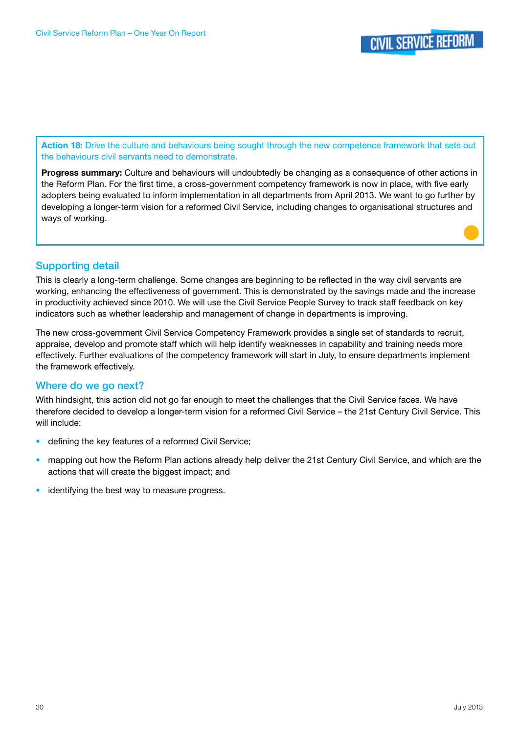**Action 18:** Drive the culture and behaviours being sought through the new competence framework that sets out the behaviours civil servants need to demonstrate.

**Progress summary:** Culture and behaviours will undoubtedly be changing as a consequence of other actions in the Reform Plan. For the first time, a cross-government competency framework is now in place, with five early adopters being evaluated to inform implementation in all departments from April 2013. We want to go further by developing a longer-term vision for a reformed Civil Service, including changes to organisational structures and ways of working.

## Supporting detail

This is clearly a long-term challenge. Some changes are beginning to be reflected in the way civil servants are working, enhancing the effectiveness of government. This is demonstrated by the savings made and the increase in productivity achieved since 2010. We will use the Civil Service People Survey to track staff feedback on key indicators such as whether leadership and management of change in departments is improving.

The new cross-government Civil Service Competency Framework provides a single set of standards to recruit, appraise, develop and promote staff which will help identify weaknesses in capability and training needs more effectively. Further evaluations of the competency framework will start in July, to ensure departments implement the framework effectively.

## Where do we go next?

With hindsight, this action did not go far enough to meet the challenges that the Civil Service faces. We have therefore decided to develop a longer-term vision for a reformed Civil Service – the 21st Century Civil Service. This will include:

- defining the key features of a reformed Civil Service;
- mapping out how the Reform Plan actions already help deliver the 21st Century Civil Service, and which are the actions that will create the biggest impact; and
- identifying the best way to measure progress.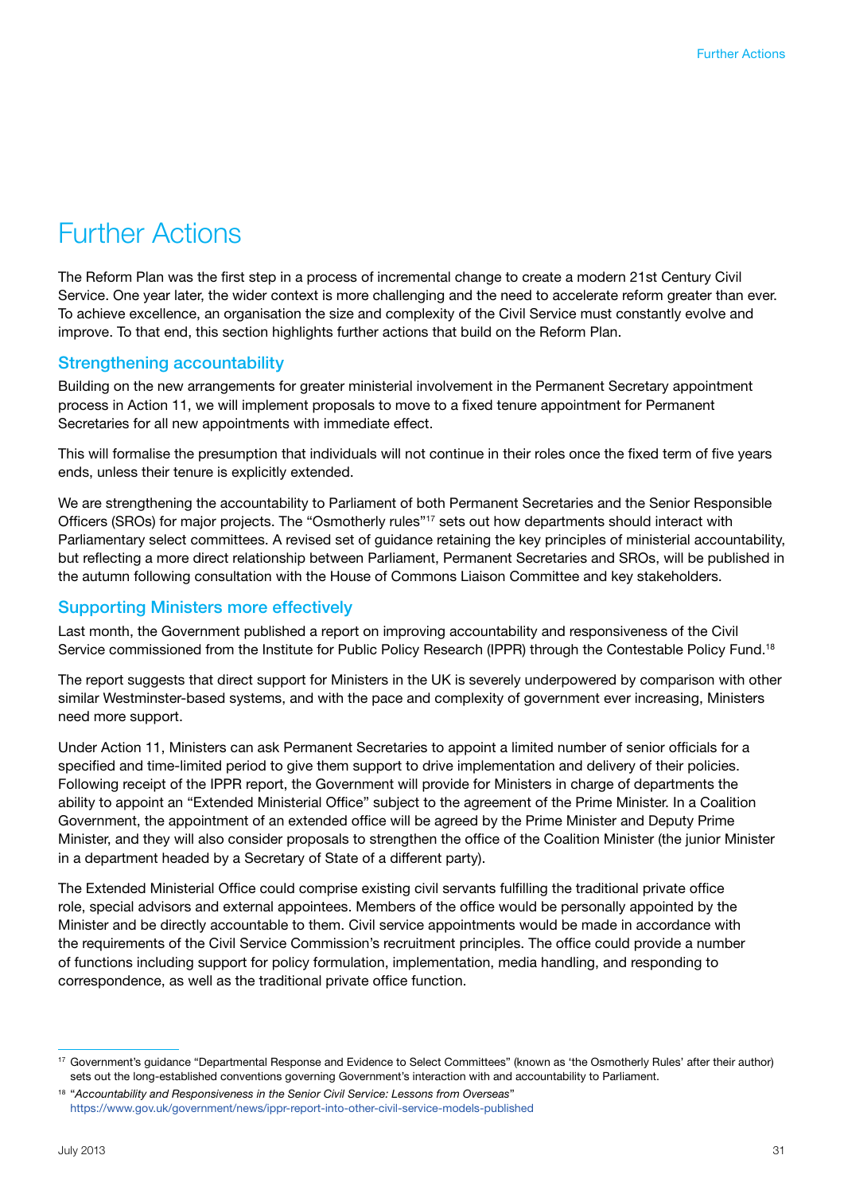# Further Actions

The Reform Plan was the first step in a process of incremental change to create a modern 21st Century Civil Service. One year later, the wider context is more challenging and the need to accelerate reform greater than ever. To achieve excellence, an organisation the size and complexity of the Civil Service must constantly evolve and improve. To that end, this section highlights further actions that build on the Reform Plan.

## Strengthening accountability

Building on the new arrangements for greater ministerial involvement in the Permanent Secretary appointment process in Action 11, we will implement proposals to move to a fixed tenure appointment for Permanent Secretaries for all new appointments with immediate effect.

This will formalise the presumption that individuals will not continue in their roles once the fixed term of five years ends, unless their tenure is explicitly extended.

We are strengthening the accountability to Parliament of both Permanent Secretaries and the Senior Responsible Officers (SROs) for major projects. The "Osmotherly rules"[17] sets out how departments should interact with Parliamentary select committees. A revised set of guidance retaining the key principles of ministerial accountability, but reflecting a more direct relationship between Parliament, Permanent Secretaries and SROs, will be published in the autumn following consultation with the House of Commons Liaison Committee and key stakeholders.

## Supporting Ministers more effectively

Last month, the Government published a report on improving accountability and responsiveness of the Civil Service commissioned from the Institute for Public Policy Research (IPPR) through the Contestable Policy Fund.[18]

The report suggests that direct support for Ministers in the UK is severely underpowered by comparison with other similar Westminster-based systems, and with the pace and complexity of government ever increasing, Ministers need more support.

Under Action 11, Ministers can ask Permanent Secretaries to appoint a limited number of senior officials for a specified and time-limited period to give them support to drive implementation and delivery of their policies. Following receipt of the IPPR report, the Government will provide for Ministers in charge of departments the ability to appoint an "Extended Ministerial Office" subject to the agreement of the Prime Minister. In a Coalition Government, the appointment of an extended office will be agreed by the Prime Minister and Deputy Prime Minister, and they will also consider proposals to strengthen the office of the Coalition Minister (the junior Minister in a department headed by a Secretary of State of a different party).

The Extended Ministerial Office could comprise existing civil servants fulfilling the traditional private office role, special advisors and external appointees. Members of the office would be personally appointed by the Minister and be directly accountable to them. Civil service appointments would be made in accordance with the requirements of the Civil Service Commission's recruitment principles. The office could provide a number of functions including support for policy formulation, implementation, media handling, and responding to correspondence, as well as the traditional private office function.

---

[17] Government's guidance "Departmental Response and Evidence to Select Committees" (known as 'the Osmotherly Rules' after their author) sets out the long-established conventions governing Government's interaction with and accountability to Parliament.

[18] "*Accountability and Responsiveness in the Senior Civil Service: Lessons from Overseas*" https://www.gov.uk/government/news/ippr-report-into-other-civil-service-models-published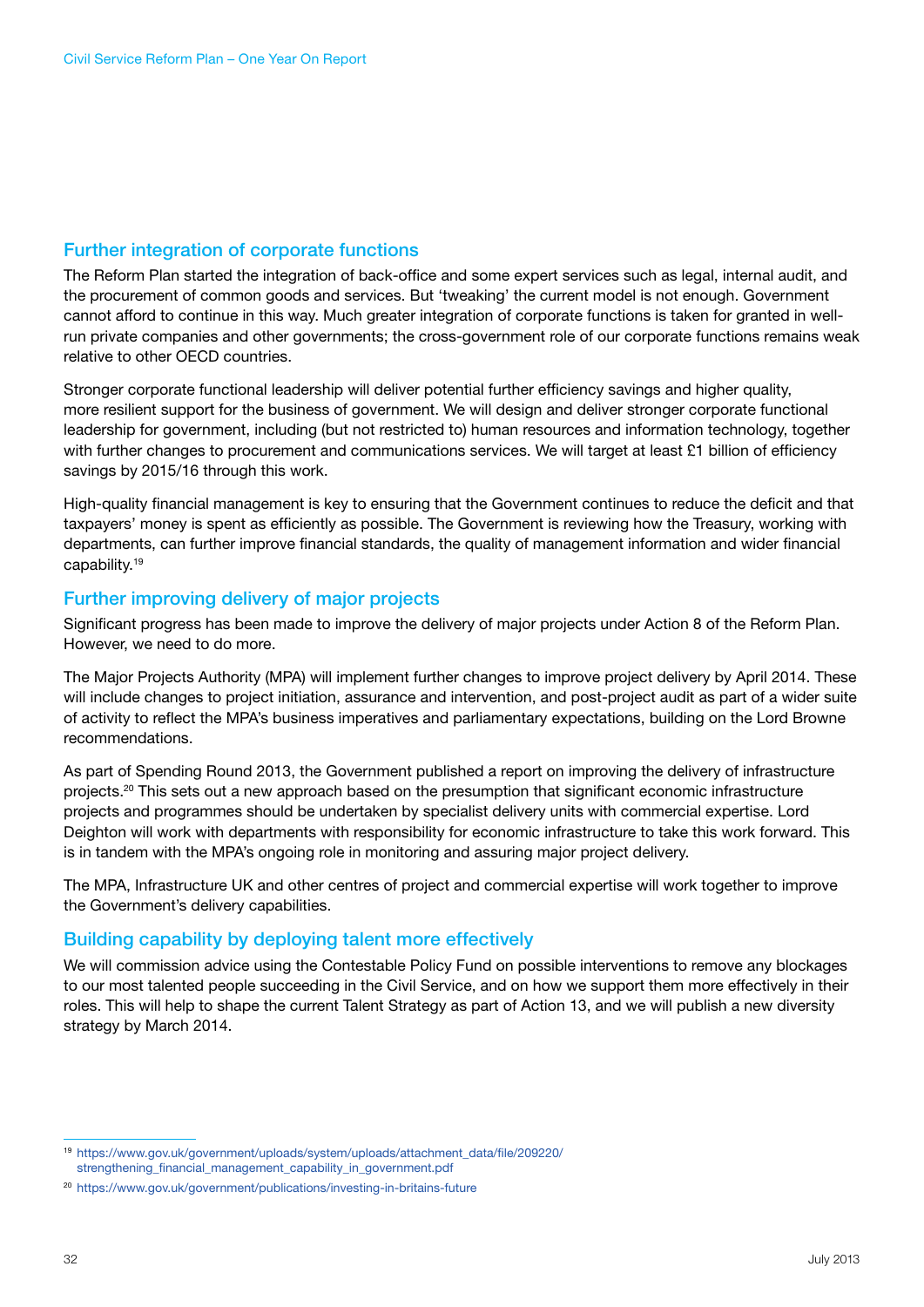## Further integration of corporate functions

The Reform Plan started the integration of back-office and some expert services such as legal, internal audit, and the procurement of common goods and services. But 'tweaking' the current model is not enough. Government cannot afford to continue in this way. Much greater integration of corporate functions is taken for granted in well-run private companies and other governments; the cross-government role of our corporate functions remains weak relative to other OECD countries.

Stronger corporate functional leadership will deliver potential further efficiency savings and higher quality, more resilient support for the business of government. We will design and deliver stronger corporate functional leadership for government, including (but not restricted to) human resources and information technology, together with further changes to procurement and communications services. We will target at least £1 billion of efficiency savings by 2015/16 through this work.

High-quality financial management is key to ensuring that the Government continues to reduce the deficit and that taxpayers' money is spent as efficiently as possible. The Government is reviewing how the Treasury, working with departments, can further improve financial standards, the quality of management information and wider financial capability.[19]

## Further improving delivery of major projects

Significant progress has been made to improve the delivery of major projects under Action 8 of the Reform Plan. However, we need to do more.

The Major Projects Authority (MPA) will implement further changes to improve project delivery by April 2014. These will include changes to project initiation, assurance and intervention, and post-project audit as part of a wider suite of activity to reflect the MPA's business imperatives and parliamentary expectations, building on the Lord Browne recommendations.

As part of Spending Round 2013, the Government published a report on improving the delivery of infrastructure projects.[20] This sets out a new approach based on the presumption that significant economic infrastructure projects and programmes should be undertaken by specialist delivery units with commercial expertise. Lord Deighton will work with departments with responsibility for economic infrastructure to take this work forward. This is in tandem with the MPA's ongoing role in monitoring and assuring major project delivery.

The MPA, Infrastructure UK and other centres of project and commercial expertise will work together to improve the Government's delivery capabilities.

## Building capability by deploying talent more effectively

We will commission advice using the Contestable Policy Fund on possible interventions to remove any blockages to our most talented people succeeding in the Civil Service, and on how we support them more effectively in their roles. This will help to shape the current Talent Strategy as part of Action 13, and we will publish a new diversity strategy by March 2014.

---

[19] https://www.gov.uk/government/uploads/system/uploads/attachment_data/file/209220/strengthening_financial_management_capability_in_government.pdf

[20] https://www.gov.uk/government/publications/investing-in-britains-future